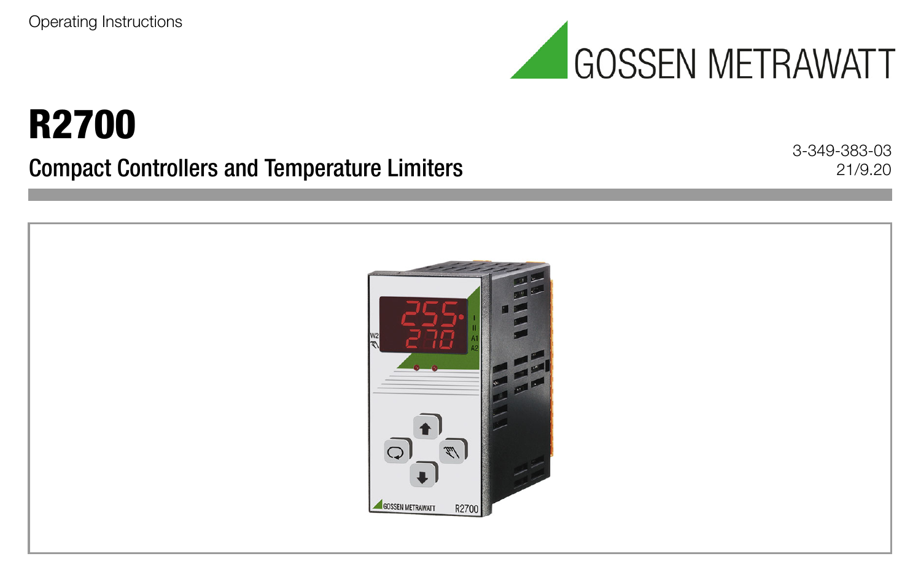Operating Instructions

GOSSEN METRAWATT

# R2700

## Compact Controllers and Temperature Limiters

3-349-383-03
21/9.20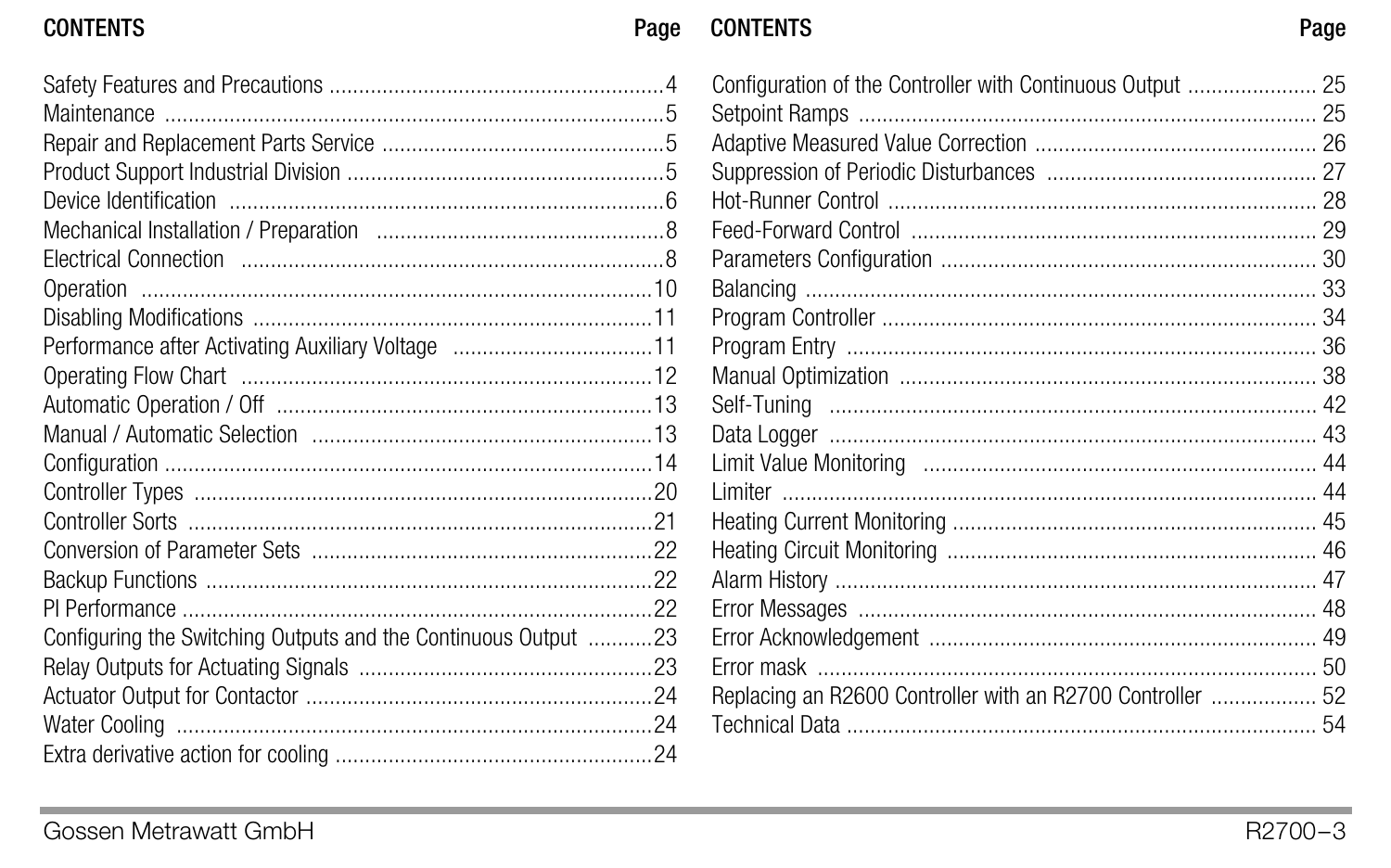| CONTENTS | Page |
|---|---|
| Safety Features and Precautions | 4 |
| Maintenance | 5 |
| Repair and Replacement Parts Service | 5 |
| Product Support Industrial Division | 5 |
| Device Identification | 6 |
| Mechanical Installation / Preparation | 8 |
| Electrical Connection | 8 |
| Operation | 10 |
| Disabling Modifications | 11 |
| Performance after Activating Auxiliary Voltage | 11 |
| Operating Flow Chart | 12 |
| Automatic Operation / Off | 13 |
| Manual / Automatic Selection | 13 |
| Configuration | 14 |
| Controller Types | 20 |
| Controller Sorts | 21 |
| Conversion of Parameter Sets | 22 |
| Backup Functions | 22 |
| PI Performance | 22 |
| Configuring the Switching Outputs and the Continuous Output | 23 |
| Relay Outputs for Actuating Signals | 23 |
| Actuator Output for Contactor | 24 |
| Water Cooling | 24 |
| Extra derivative action for cooling | 24 |
| Configuration of the Controller with Continuous Output | 25 |
| Setpoint Ramps | 25 |
| Adaptive Measured Value Correction | 26 |
| Suppression of Periodic Disturbances | 27 |
| Hot-Runner Control | 28 |
| Feed-Forward Control | 29 |
| Parameters Configuration | 30 |
| Balancing | 33 |
| Program Controller | 34 |
| Program Entry | 36 |
| Manual Optimization | 38 |
| Self-Tuning | 42 |
| Data Logger | 43 |
| Limit Value Monitoring | 44 |
| Limiter | 44 |
| Heating Current Monitoring | 45 |
| Heating Circuit Monitoring | 46 |
| Alarm History | 47 |
| Error Messages | 48 |
| Error Acknowledgement | 49 |
| Error mask | 50 |
| Replacing an R2600 Controller with an R2700 Controller | 52 |
| Technical Data | 54 |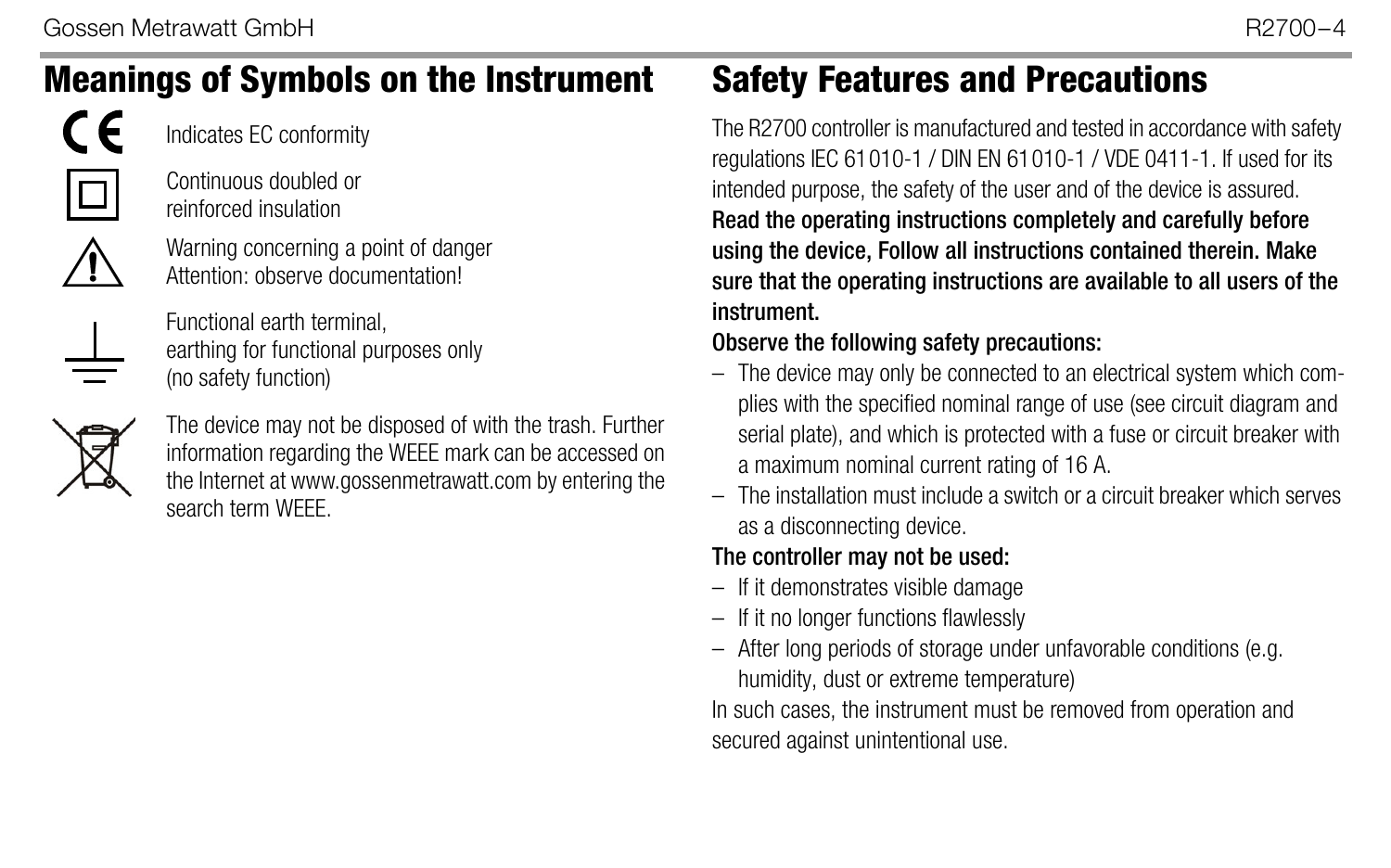## Meanings of Symbols on the Instrument

CE — Indicates EC conformity

Continuous doubled or reinforced insulation

Warning concerning a point of danger
Attention: observe documentation!

Functional earth terminal, earthing for functional purposes only (no safety function)

The device may not be disposed of with the trash. Further information regarding the WEEE mark can be accessed on the Internet at www.gossenmetrawatt.com by entering the search term WEEE.

## Safety Features and Precautions

The R2700 controller is manufactured and tested in accordance with safety regulations IEC 61010-1 / DIN EN 61010-1 / VDE 0411-1. If used for its intended purpose, the safety of the user and of the device is assured.

**Read the operating instructions completely and carefully before using the device, Follow all instructions contained therein. Make sure that the operating instructions are available to all users of the instrument.**

**Observe the following safety precautions:**

- The device may only be connected to an electrical system which complies with the specified nominal range of use (see circuit diagram and serial plate), and which is protected with a fuse or circuit breaker with a maximum nominal current rating of 16 A.
- The installation must include a switch or a circuit breaker which serves as a disconnecting device.

**The controller may not be used:**

- If it demonstrates visible damage
- If it no longer functions flawlessly
- After long periods of storage under unfavorable conditions (e.g. humidity, dust or extreme temperature)

In such cases, the instrument must be removed from operation and secured against unintentional use.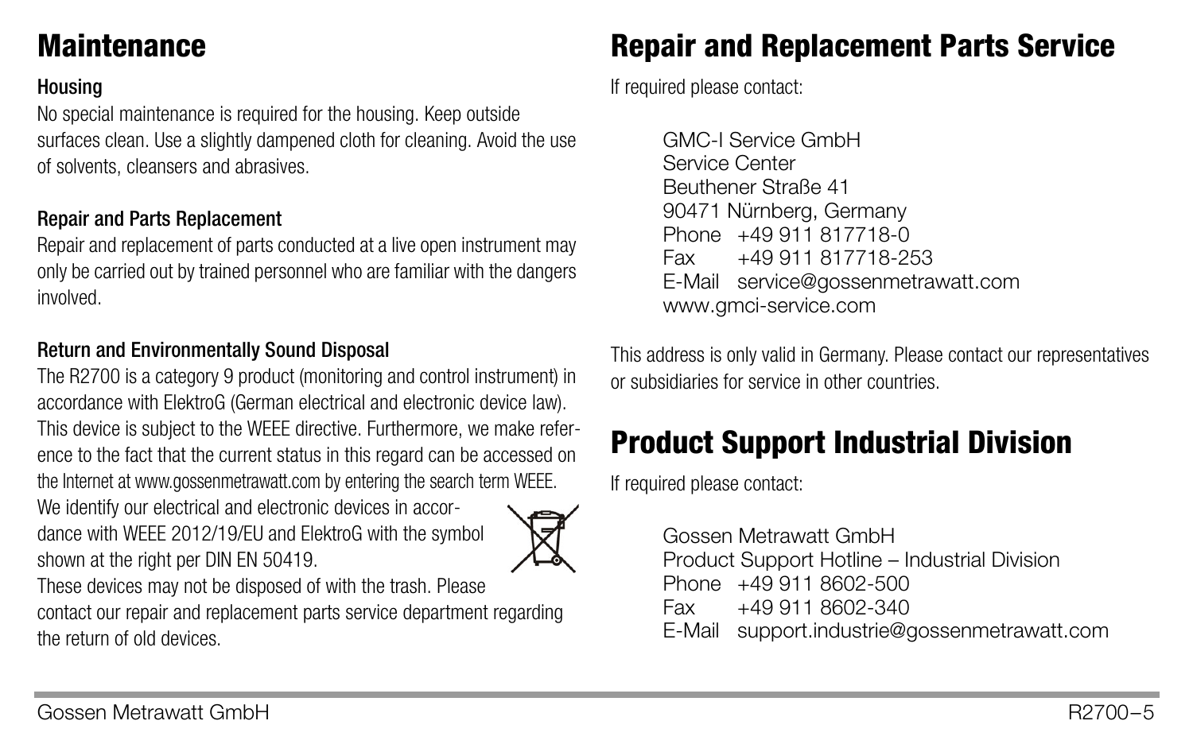# Maintenance

### Housing

No special maintenance is required for the housing. Keep outside surfaces clean. Use a slightly dampened cloth for cleaning. Avoid the use of solvents, cleansers and abrasives.

### Repair and Parts Replacement

Repair and replacement of parts conducted at a live open instrument may only be carried out by trained personnel who are familiar with the dangers involved.

### Return and Environmentally Sound Disposal

The R2700 is a category 9 product (monitoring and control instrument) in accordance with ElektroG (German electrical and electronic device law). This device is subject to the WEEE directive. Furthermore, we make reference to the fact that the current status in this regard can be accessed on the Internet at www.gossenmetrawatt.com by entering the search term WEEE.

We identify our electrical and electronic devices in accordance with WEEE 2012/19/EU and ElektroG with the symbol shown at the right per DIN EN 50419.

These devices may not be disposed of with the trash. Please contact our repair and replacement parts service department regarding the return of old devices.

# Repair and Replacement Parts Service

If required please contact:

GMC-I Service GmbH
Service Center
Beuthener Straße 41
90471 Nürnberg, Germany
Phone +49 911 817718-0
Fax +49 911 817718-253
E-Mail service@gossenmetrawatt.com
www.gmci-service.com

This address is only valid in Germany. Please contact our representatives or subsidiaries for service in other countries.

# Product Support Industrial Division

If required please contact:

Gossen Metrawatt GmbH
Product Support Hotline – Industrial Division
Phone +49 911 8602-500
Fax +49 911 8602-340
E-Mail support.industrie@gossenmetrawatt.com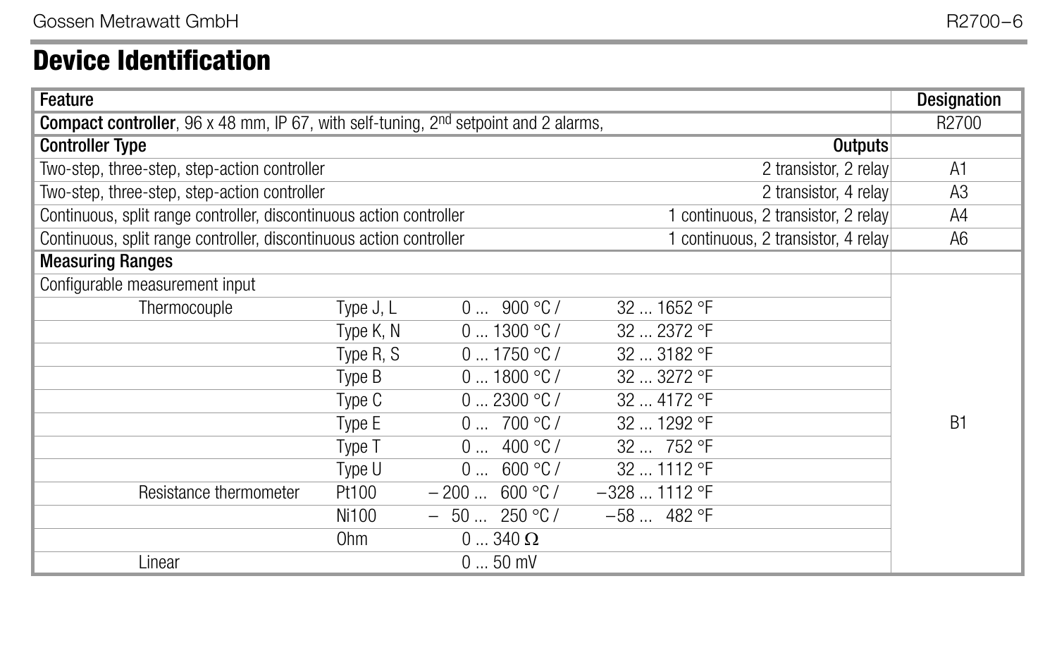## Device Identification

| Feature | | | | | Designation |
|---|---|---|---|---|---|
| **Compact controller**, 96 x 48 mm, IP 67, with self-tuning, 2nd setpoint and 2 alarms, | | | | | R2700 |
| **Controller Type** | | | | **Outputs** | |
| Two-step, three-step, step-action controller | | | | 2 transistor, 2 relay | A1 |
| Two-step, three-step, step-action controller | | | | 2 transistor, 4 relay | A3 |
| Continuous, split range controller, discontinuous action controller | | | | 1 continuous, 2 transistor, 2 relay | A4 |
| Continuous, split range controller, discontinuous action controller | | | | 1 continuous, 2 transistor, 4 relay | A6 |
| **Measuring Ranges** | | | | | |
| Configurable measurement input | | | | | B1 |
| Thermocouple | Type J, L | 0 ... 900 °C / | 32 ... 1652 °F | | |
| | Type K, N | 0 ... 1300 °C / | 32 ... 2372 °F | | |
| | Type R, S | 0 ... 1750 °C / | 32 ... 3182 °F | | |
| | Type B | 0 ... 1800 °C / | 32 ... 3272 °F | | |
| | Type C | 0 ... 2300 °C / | 32 ... 4172 °F | | |
| | Type E | 0 ... 700 °C / | 32 ... 1292 °F | | |
| | Type T | 0 ... 400 °C / | 32 ... 752 °F | | |
| | Type U | 0 ... 600 °C / | 32 ... 1112 °F | | |
| Resistance thermometer | Pt100 | – 200 ... 600 °C / | –328 ... 1112 °F | | |
| | Ni100 | – 50 ... 250 °C / | –58 ... 482 °F | | |
| | Ohm | 0 ... 340 Ω | | | |
| Linear | | 0 ... 50 mV | | | |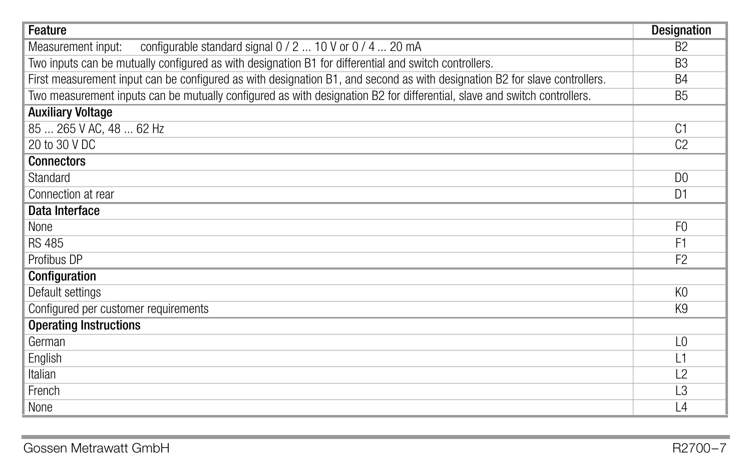| Feature | Designation |
|---|---|
| Measurement input:      configurable standard signal 0 / 2 ... 10 V or 0 / 4 ... 20 mA | B2 |
| Two inputs can be mutually configured as with designation B1 for differential and switch controllers. | B3 |
| First measurement input can be configured as with designation B1, and second as with designation B2 for slave controllers. | B4 |
| Two measurement inputs can be mutually configured as with designation B2 for differential, slave and switch controllers. | B5 |
| **Auxiliary Voltage** | |
| 85 ... 265 V AC, 48 ... 62 Hz | C1 |
| 20 to 30 V DC | C2 |
| **Connectors** | |
| Standard | D0 |
| Connection at rear | D1 |
| **Data Interface** | |
| None | F0 |
| RS 485 | F1 |
| Profibus DP | F2 |
| **Configuration** | |
| Default settings | K0 |
| Configured per customer requirements | K9 |
| **Operating Instructions** | |
| German | L0 |
| English | L1 |
| Italian | L2 |
| French | L3 |
| None | L4 |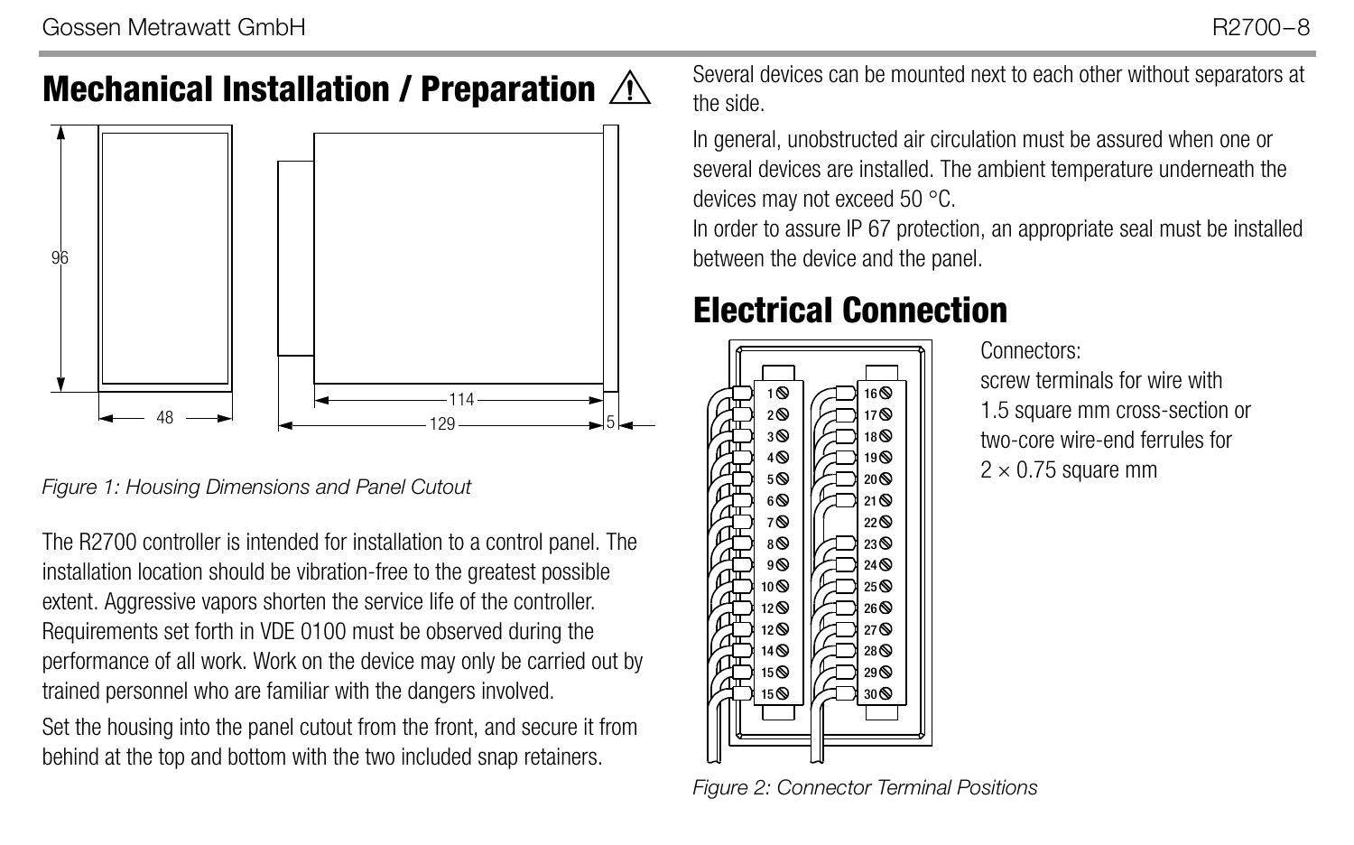# Mechanical Installation / Preparation ⚠

*Figure 1: Housing Dimensions and Panel Cutout*

The R2700 controller is intended for installation to a control panel. The installation location should be vibration-free to the greatest possible extent. Aggressive vapors shorten the service life of the controller. Requirements set forth in VDE 0100 must be observed during the performance of all work. Work on the device may only be carried out by trained personnel who are familiar with the dangers involved.

Set the housing into the panel cutout from the front, and secure it from behind at the top and bottom with the two included snap retainers.

Several devices can be mounted next to each other without separators at the side.

In general, unobstructed air circulation must be assured when one or several devices are installed. The ambient temperature underneath the devices may not exceed 50 °C.

In order to assure IP 67 protection, an appropriate seal must be installed between the device and the panel.

# Electrical Connection

Connectors:
screw terminals for wire with 1.5 square mm cross-section or two-core wire-end ferrules for $2 \times 0.75$ square mm

*Figure 2: Connector Terminal Positions*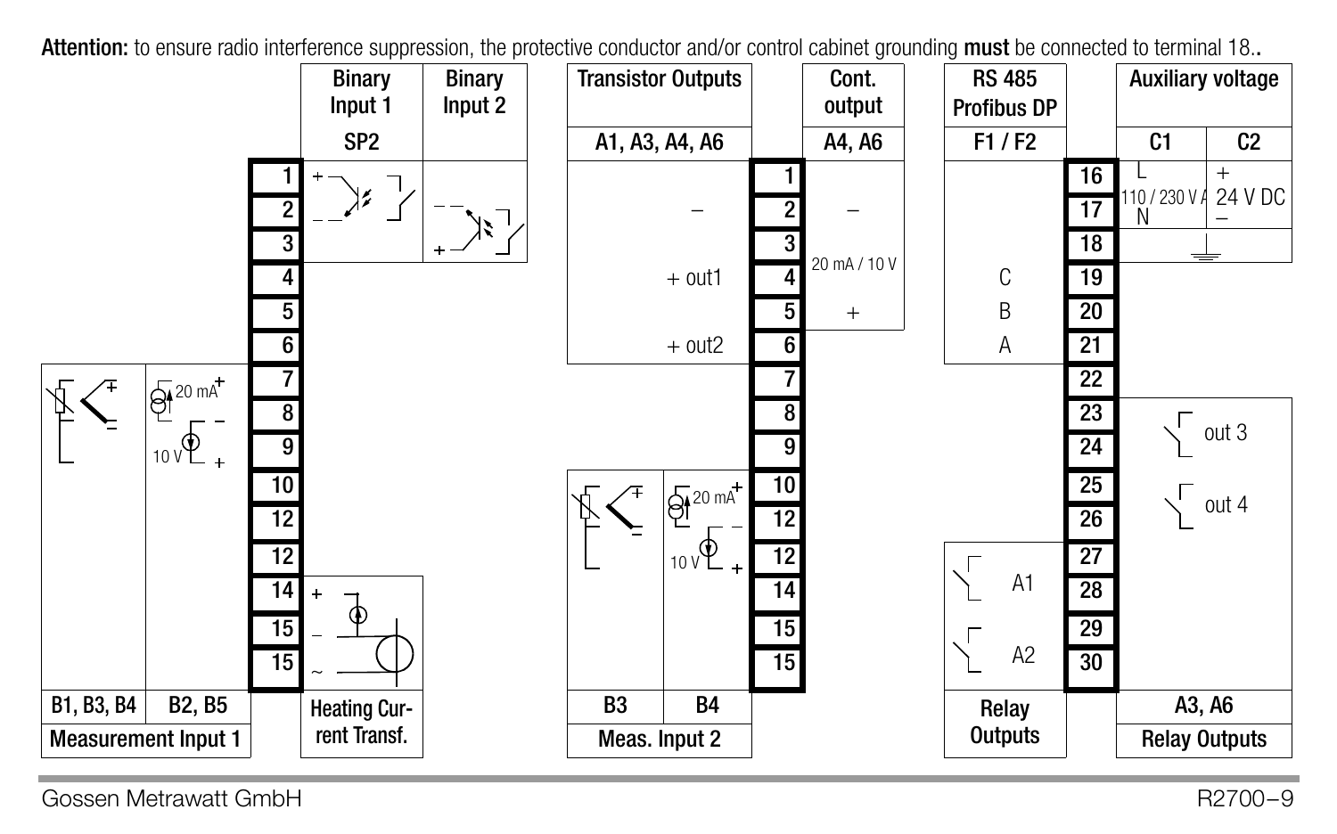**Attention:** to ensure radio interference suppression, the protective conductor and/or control cabinet grounding **must** be connected to terminal 18..

| Terminal | Binary Input 1 (SP2) | Binary Input 2 | Measurement Input 1: B1, B3, B4 | Measurement Input 1: B2, B5 | Heating Current Transf. |
|---|---|---|---|---|---|
| 1 | + | | | | |
| 2 | – | – | | | |
| 3 | | + | | | |
| 4 | | | | | |
| 5 | | | | | |
| 6 | | | | | |
| 7 | | | + | 20 mA + | |
| 8 | | | – | – | |
| 9 | | | | 10 V + | |
| 10 | | | | | |
| 12 | | | | | |
| 12 | | | | | |
| 14 | | | | | + |
| 15 | | | | | – |
| 15 | | | | | ~ |

| Terminal | Transistor Outputs (A1, A3, A4, A6) | Cont. output (A4, A6) | Meas. Input 2: B3 | Meas. Input 2: B4 |
|---|---|---|---|---|
| 1 | | | | |
| 2 | – | – | | |
| 3 | | 20 mA / 10 V | | |
| 4 | + out1 | | | |
| 5 | | + | | |
| 6 | + out2 | | | |
| 7 | | | | |
| 8 | | | | |
| 9 | | | | |
| 10 | | | + | 20 mA + |
| 12 | | | – | – |
| 12 | | | | 10 V + |
| 14 | | | | |
| 15 | | | | |
| 15 | | | | |

| Terminal | RS 485 Profibus DP (F1 / F2) | Relay Outputs | Auxiliary voltage C1 | Auxiliary voltage C2 | Relay Outputs (A3, A6) |
|---|---|---|---|---|---|
| 16 | | | L | + | |
| 17 | | | 110 / 230 V AC N | 24 V DC – | |
| 18 | | | ⏚ | | |
| 19 | C | | | | |
| 20 | B | | | | |
| 21 | A | | | | |
| 22 | | | | | |
| 23 | | | | | out 3 |
| 24 | | | | | out 3 |
| 25 | | | | | out 4 |
| 26 | | | | | out 4 |
| 27 | | A1 | | | |
| 28 | | A1 | | | |
| 29 | | A2 | | | |
| 30 | | A2 | | | |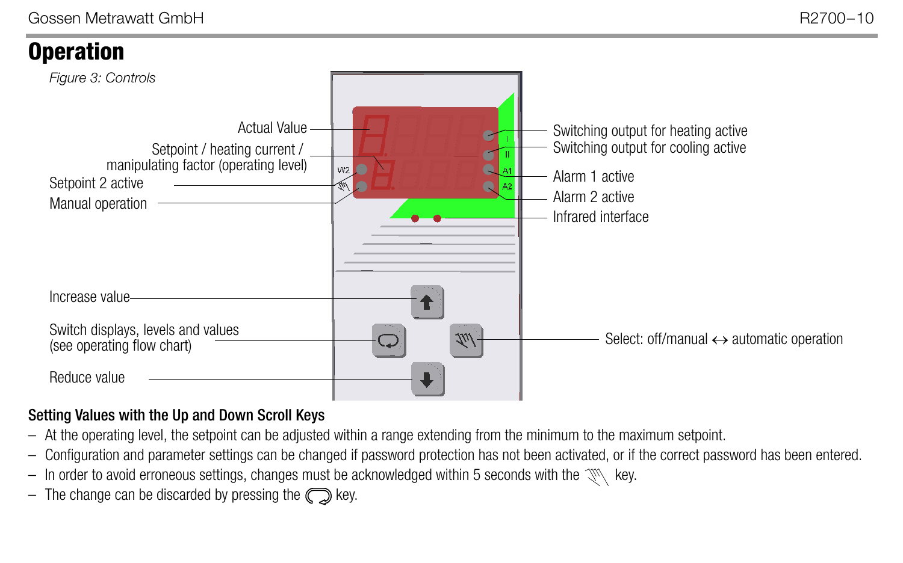# Operation

*Figure 3: Controls*

Actual Value

Setpoint / heating current / manipulating factor (operating level)

Setpoint 2 active

Manual operation

Switching output for heating active

Switching output for cooling active

Alarm 1 active

Alarm 2 active

Infrared interface

Increase value

Switch displays, levels and values (see operating flow chart)

Reduce value

Select: off/manual ↔ automatic operation

### Setting Values with the Up and Down Scroll Keys

- At the operating level, the setpoint can be adjusted within a range extending from the minimum to the maximum setpoint.
- Configuration and parameter settings can be changed if password protection has not been activated, or if the correct password has been entered.
- In order to avoid erroneous settings, changes must be acknowledged within 5 seconds with the key.
- The change can be discarded by pressing the key.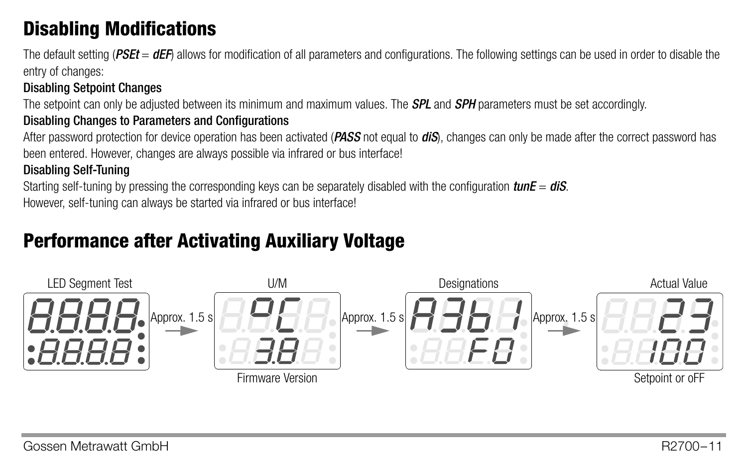## Disabling Modifications

The default setting (***PSEt*** = ***dEF***) allows for modification of all parameters and configurations. The following settings can be used in order to disable the entry of changes:

### Disabling Setpoint Changes

The setpoint can only be adjusted between its minimum and maximum values. The ***SPL*** and ***SPH*** parameters must be set accordingly.

### Disabling Changes to Parameters and Configurations

After password protection for device operation has been activated (***PASS*** not equal to ***diS***), changes can only be made after the correct password has been entered. However, changes are always possible via infrared or bus interface!

### Disabling Self-Tuning

Starting self-tuning by pressing the corresponding keys can be separately disabled with the configuration ***tunE*** = ***diS***.
However, self-tuning can always be started via infrared or bus interface!

## Performance after Activating Auxiliary Voltage

LED Segment Test — 8.8.8.8. / 8.8.8.8 → Approx. 1.5 s → U/M: °C / 3.8 (Firmware Version) → Approx. 1.5 s → Designations: A3b1 / F0 → Approx. 1.5 s → Actual Value: 23 / 100 (Setpoint or oFF)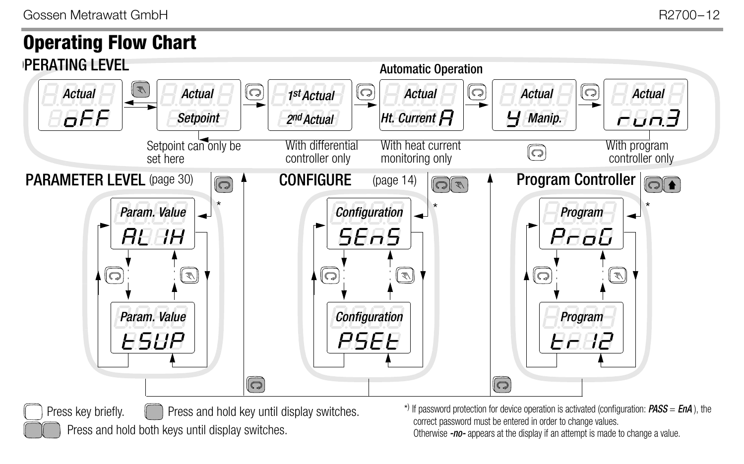# Operating Flow Chart

## OPERATING LEVEL

**Automatic Operation**

| Actual / oFF | Actual / Setpoint | 1st Actual / 2nd Actual | Actual / Ht. Current A | Actual / Y Manip. | Actual / run.3 |
|---|---|---|---|---|---|
| | Setpoint can only be set here | With differential controller only | With heat current monitoring only | | With program controller only |

## PARAMETER LEVEL (page 30)

Param. Value: AL 1H

Param. Value: tSUP

## CONFIGURE (page 14)

Configuration: SEnS

Configuration: PSEt

## Program Controller

Program: ProG

Program: tr 12

Press key briefly.

Press and hold key until display switches.

Press and hold both keys until display switches.

*) If password protection for device operation is activated (configuration: ***PASS*** = ***EnA***), the correct password must be entered in order to change values.
Otherwise ***-no-*** appears at the display if an attempt is made to change a value.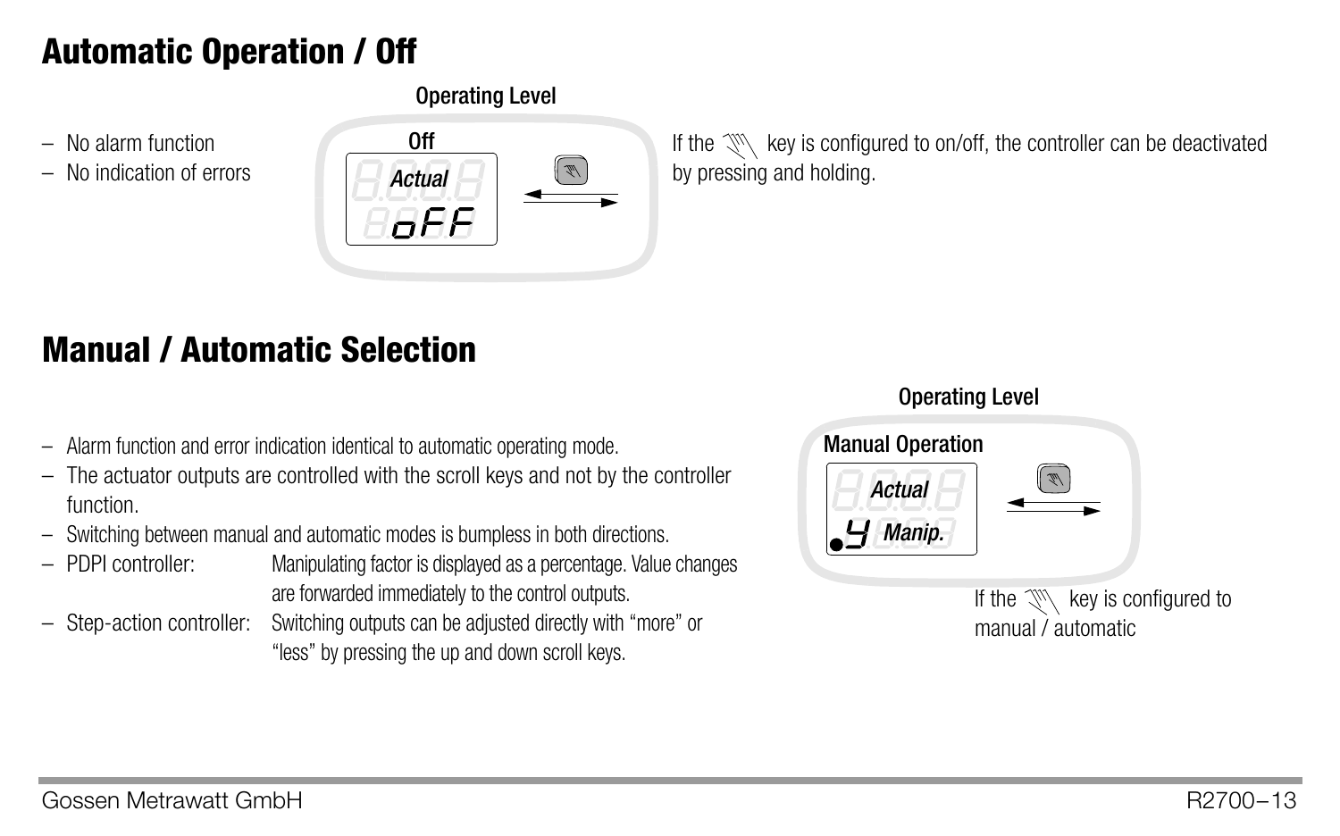# Automatic Operation / Off

Operating Level

- No alarm function
- No indication of errors

Off

Actual

oFF

If the key is configured to on/off, the controller can be deactivated by pressing and holding.

# Manual / Automatic Selection

- Alarm function and error indication identical to automatic operating mode.
- The actuator outputs are controlled with the scroll keys and not by the controller function.
- Switching between manual and automatic modes is bumpless in both directions.
- PDPI controller: Manipulating factor is displayed as a percentage. Value changes are forwarded immediately to the control outputs.
- Step-action controller: Switching outputs can be adjusted directly with "more" or "less" by pressing the up and down scroll keys.

Operating Level

Manual Operation

Actual

y Manip.

If the key is configured to manual / automatic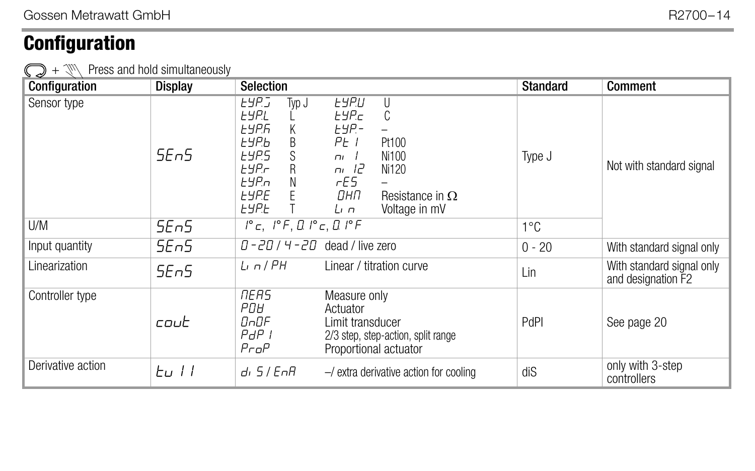# Configuration

+ Press and hold simultaneously

| Configuration | Display | Selection | Standard | Comment |
|---|---|---|---|---|
| Sensor type | SEnS | tYP.J Typ J<br>tYP.L L<br>tYP.A K<br>tYP.b B<br>tYP.S S<br>tYP.r R<br>tYP.n N<br>tYP.E E<br>tYP.t T<br>tYP.U U<br>tYP.c C<br>tYP.- –<br>Pt 1 Pt100<br>ni 1 Ni100<br>ni 12 Ni120<br>rES –<br>OHM Resistance in Ω<br>Lin Voltage in mV | Type J | Not with standard signal |
| U/M | SEnS | 1°c, 1°F, 0.1°c, 0.1°F | 1°C | |
| Input quantity | SEnS | 0-20 / 4-20 dead / live zero | 0 - 20 | With standard signal only |
| Linearization | SEnS | Lin / PH Linear / titration curve | Lin | With standard signal only and designation F2 |
| Controller type | cout | MEAS Measure only<br>POU Actuator<br>OnOF Limit transducer<br>PdP I 2/3 step, step-action, split range<br>ProP Proportional actuator | PdPI | See page 20 |
| Derivative action | tu 11 | di S / EnA –/ extra derivative action for cooling | diS | only with 3-step controllers |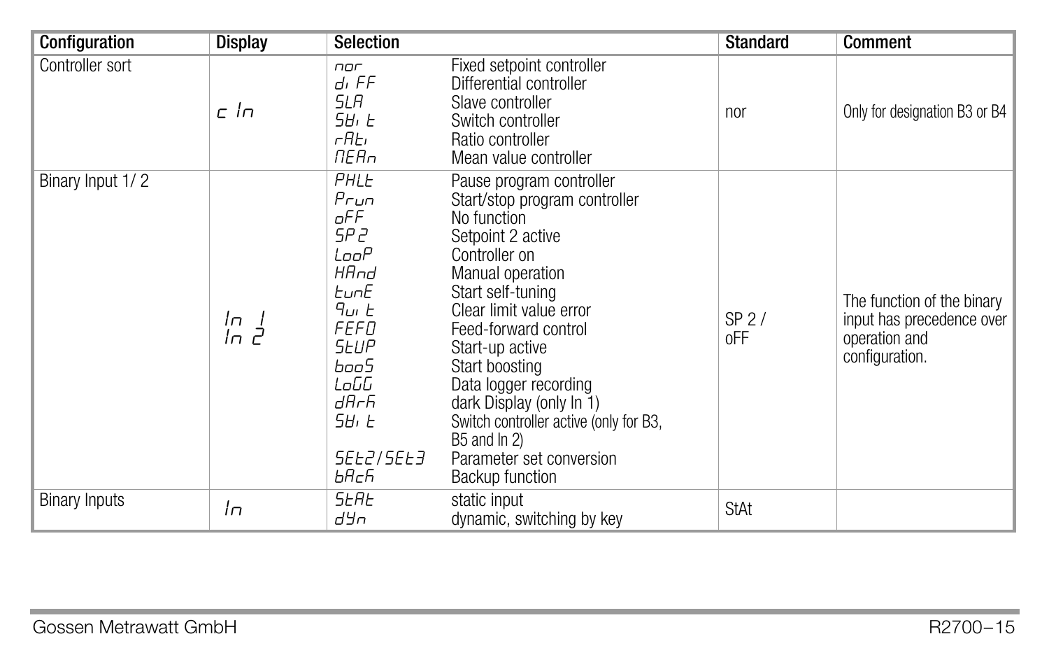| Configuration | Display | Selection | | Standard | Comment |
|---|---|---|---|---|---|
| Controller sort | c In | nor<br>di FF<br>SLA<br>SWi t<br>rAti<br>MEAn | Fixed setpoint controller<br>Differential controller<br>Slave controller<br>Switch controller<br>Ratio controller<br>Mean value controller | nor | Only for designation B3 or B4 |
| Binary Input 1/ 2 | In 1<br>In 2 | PHLt<br>Prun<br>oFF<br>SP 2<br>LooP<br>HAnd<br>tunE<br>9ui t<br>FEFO<br>StUP<br>booS<br>LoGG<br>dArk<br>SWi t<br><br>SEt2/SEt3<br>bAck | Pause program controller<br>Start/stop program controller<br>No function<br>Setpoint 2 active<br>Controller on<br>Manual operation<br>Start self-tuning<br>Clear limit value error<br>Feed-forward control<br>Start-up active<br>Start boosting<br>Data logger recording<br>dark Display (only In 1)<br>Switch controller active (only for B3, B5 and In 2)<br>Parameter set conversion<br>Backup function | SP 2 /<br>oFF | The function of the binary input has precedence over operation and configuration. |
| Binary Inputs | In | StAt<br>dYn | static input<br>dynamic, switching by key | StAt | |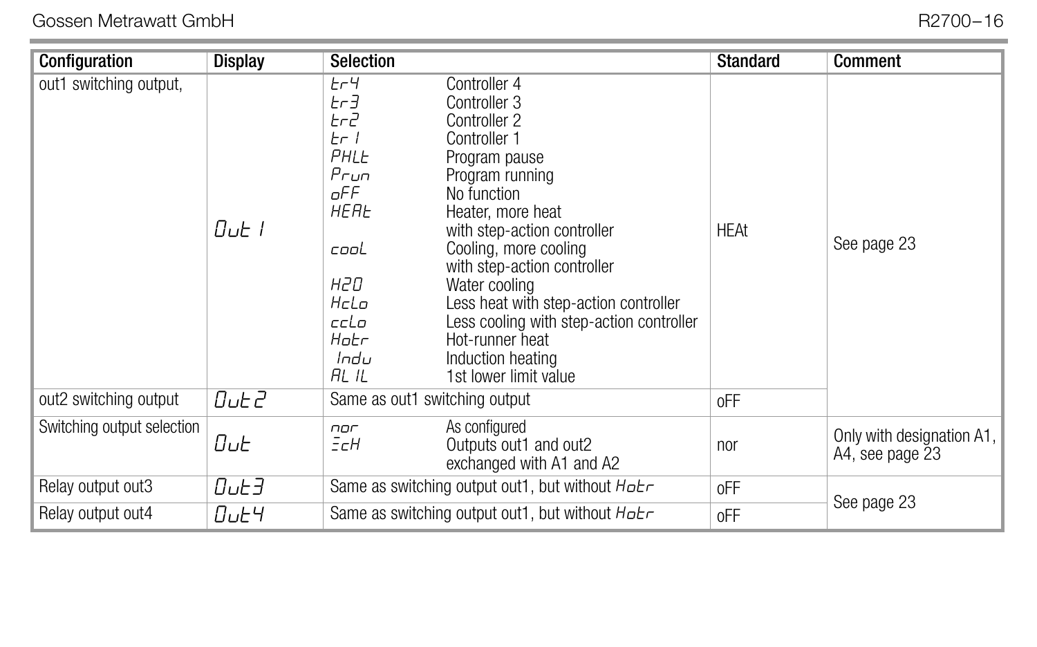| Configuration | Display | Selection | Standard | Comment |
|---|---|---|---|---|
| out1 switching output, | Out 1 | tr4 Controller 4<br>tr3 Controller 3<br>tr2 Controller 2<br>tr 1 Controller 1<br>PHLt Program pause<br>Prun Program running<br>oFF No function<br>HEAt Heater, more heat with step-action controller<br>cooL Cooling, more cooling with step-action controller<br>H2O Water cooling<br>HcLo Less heat with step-action controller<br>ccLo Less cooling with step-action controller<br>Hotr Hot-runner heat<br>Indu Induction heating<br>AL 1L 1st lower limit value | HEAt | See page 23 |
| out2 switching output | Out 2 | Same as out1 switching output | oFF | |
| Switching output selection | Out | nor As configured<br>EcH Outputs out1 and out2 exchanged with A1 and A2 | nor | Only with designation A1, A4, see page 23 |
| Relay output out3 | Out3 | Same as switching output out1, but without Hotr | oFF | See page 23 |
| Relay output out4 | Out4 | Same as switching output out1, but without Hotr | oFF | |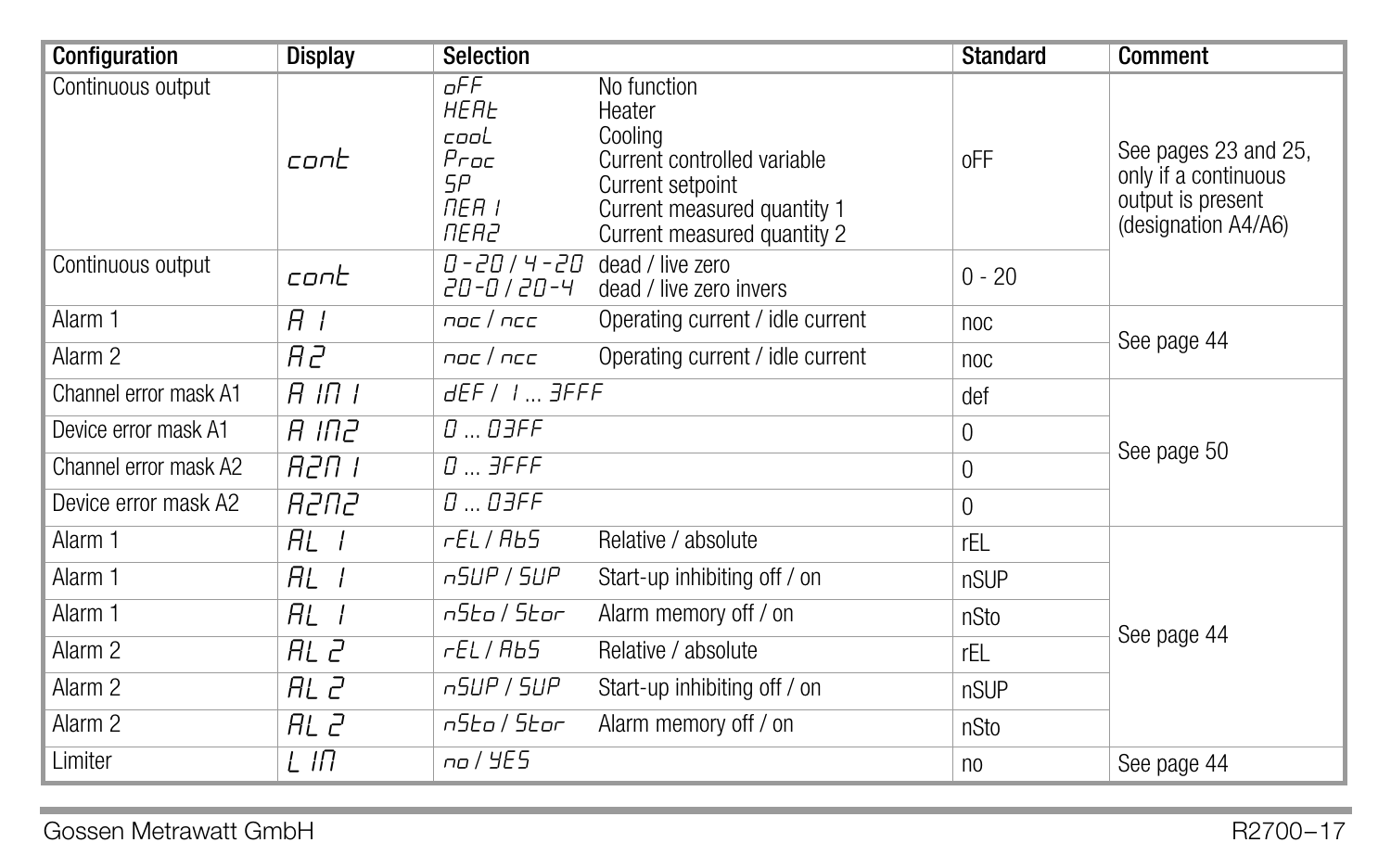| Configuration | Display | Selection | | Standard | Comment |
|---|---|---|---|---|---|
| Continuous output | cont | oFF<br>HEAt<br>cooL<br>Proc<br>SP<br>MEA 1<br>MEA2 | No function<br>Heater<br>Cooling<br>Current controlled variable<br>Current setpoint<br>Current measured quantity 1<br>Current measured quantity 2 | oFF | See pages 23 and 25, only if a continuous output is present (designation A4/A6) |
| Continuous output | cont | 0 - 20 / 4 - 20<br>20 - 0 / 20 - 4 | dead / live zero<br>dead / live zero invers | 0 - 20 | |
| Alarm 1 | A 1 | noc / ncc | Operating current / idle current | noc | See page 44 |
| Alarm 2 | A 2 | noc / ncc | Operating current / idle current | noc | |
| Channel error mask A1 | A 1M 1 | dEF / 1 ... 3FFF | | def | See page 50 |
| Device error mask A1 | A 1M2 | 0 ... 03FF | | 0 | |
| Channel error mask A2 | A2M 1 | 0 ... 3FFF | | 0 | |
| Device error mask A2 | A2M2 | 0 ... 03FF | | 0 | |
| Alarm 1 | AL 1 | rEL / AbS | Relative / absolute | rEL | See page 44 |
| Alarm 1 | AL 1 | nSUP / SUP | Start-up inhibiting off / on | nSUP | |
| Alarm 1 | AL 1 | nSto / Stor | Alarm memory off / on | nSto | |
| Alarm 2 | AL 2 | rEL / AbS | Relative / absolute | rEL | |
| Alarm 2 | AL 2 | nSUP / SUP | Start-up inhibiting off / on | nSUP | |
| Alarm 2 | AL 2 | nSto / Stor | Alarm memory off / on | nSto | |
| Limiter | L IM | no / YES | | no | See page 44 |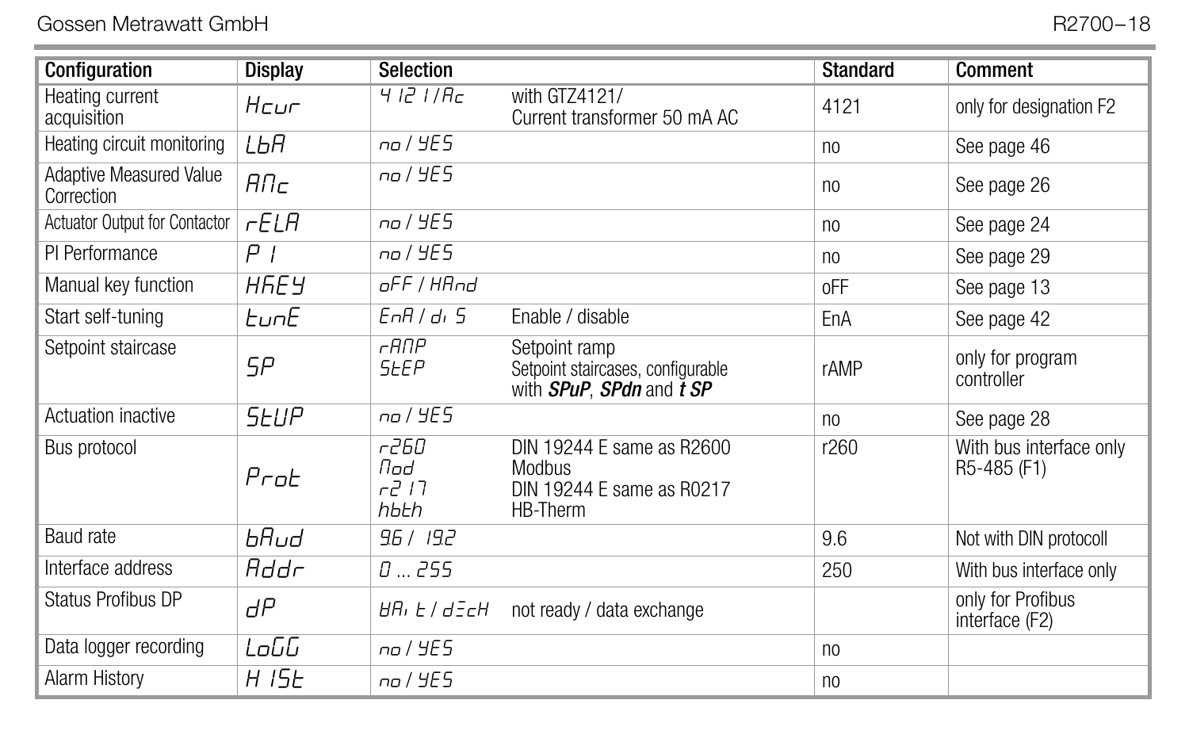| Configuration | Display | Selection | | Standard | Comment |
|---|---|---|---|---|---|
| Heating current acquisition | Hcur | 4121 / AC | with GTZ4121/ Current transformer 50 mA AC | 4121 | only for designation F2 |
| Heating circuit monitoring | LbA | no / YES | | no | See page 46 |
| Adaptive Measured Value Correction | AMc | no / YES | | no | See page 26 |
| Actuator Output for Contactor | rELA | no / YES | | no | See page 24 |
| PI Performance | P I | no / YES | | no | See page 29 |
| Manual key function | HKEY | oFF / HAnd | | oFF | See page 13 |
| Start self-tuning | tunE | EnA / dis | Enable / disable | EnA | See page 42 |
| Setpoint staircase | SP | rAMP<br>StEP | Setpoint ramp<br>Setpoint staircases, configurable with ***SPuP***, ***SPdn*** and ***t SP*** | rAMP | only for program controller |
| Actuation inactive | StUP | no / YES | | no | See page 28 |
| Bus protocol | Prot | r260<br>Mod<br>r217<br>hbth | DIN 19244 E same as R2600<br>Modbus<br>DIN 19244 E same as R0217<br>HB-Therm | r260 | With bus interface only R5-485 (F1) |
| Baud rate | bAud | 9.6 / 19.2 | | 9.6 | Not with DIN protocoll |
| Interface address | Addr | 0 ... 255 | | 250 | With bus interface only |
| Status Profibus DP | dP | WAit / dEcH | not ready / data exchange | | only for Profibus interface (F2) |
| Data logger recording | LoGG | no / YES | | no | |
| Alarm History | HISt | no / YES | | no | |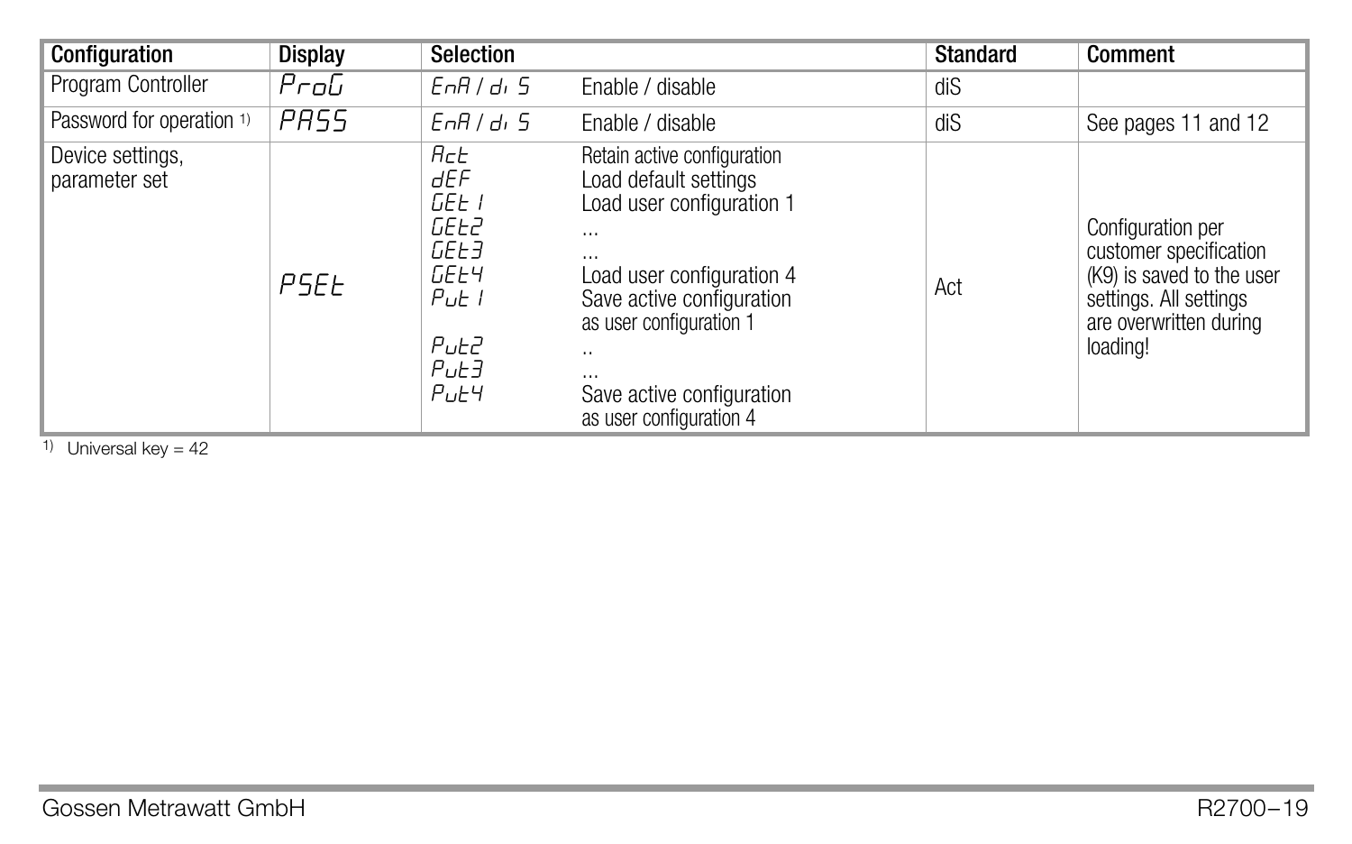| Configuration | Display | Selection | | Standard | Comment |
| --- | --- | --- | --- | --- | --- |
| Program Controller | ProG | EnA / diS | Enable / disable | diS | |
| Password for operation [1] | PASS | EnA / diS | Enable / disable | diS | See pages 11 and 12 |
| Device settings, parameter set | PSEt | Act<br>dEF<br>GEt1<br>GEt2<br>GEt3<br>GEt4<br>Put1<br><br>Put2<br>Put3<br>Put4 | Retain active configuration<br>Load default settings<br>Load user configuration 1<br>...<br>...<br>Load user configuration 4<br>Save active configuration as user configuration 1<br>..<br>...<br>Save active configuration as user configuration 4 | Act | Configuration per customer specification (K9) is saved to the user settings. All settings are overwritten during loading! |

[1] Universal key = 42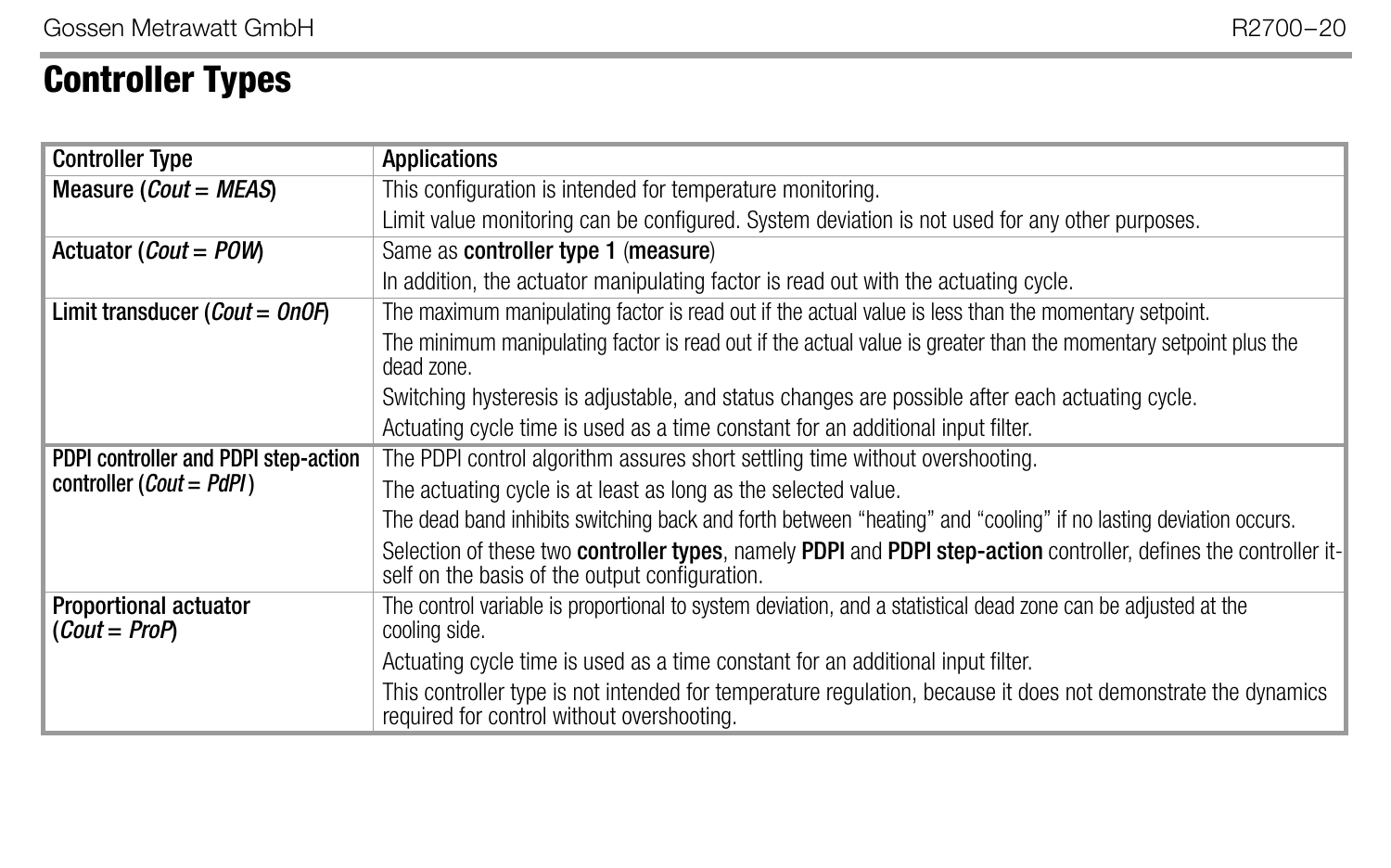# Controller Types

| Controller Type | Applications |
| --- | --- |
| Measure (*Cout* = *MEAS*) | This configuration is intended for temperature monitoring.<br>Limit value monitoring can be configured. System deviation is not used for any other purposes. |
| Actuator (*Cout* = *POW*) | Same as **controller type 1** (**measure**)<br>In addition, the actuator manipulating factor is read out with the actuating cycle. |
| Limit transducer (*Cout* = *OnOF*) | The maximum manipulating factor is read out if the actual value is less than the momentary setpoint.<br>The minimum manipulating factor is read out if the actual value is greater than the momentary setpoint plus the dead zone.<br>Switching hysteresis is adjustable, and status changes are possible after each actuating cycle.<br>Actuating cycle time is used as a time constant for an additional input filter. |
| PDPI controller and PDPI step-action controller (*Cout* = *PdPI* ) | The PDPI control algorithm assures short settling time without overshooting.<br>The actuating cycle is at least as long as the selected value.<br>The dead band inhibits switching back and forth between “heating” and “cooling” if no lasting deviation occurs.<br>Selection of these two **controller types**, namely **PDPI** and **PDPI step-action** controller, defines the controller itself on the basis of the output configuration. |
| Proportional actuator (*Cout* = *ProP*) | The control variable is proportional to system deviation, and a statistical dead zone can be adjusted at the cooling side.<br>Actuating cycle time is used as a time constant for an additional input filter.<br>This controller type is not intended for temperature regulation, because it does not demonstrate the dynamics required for control without overshooting. |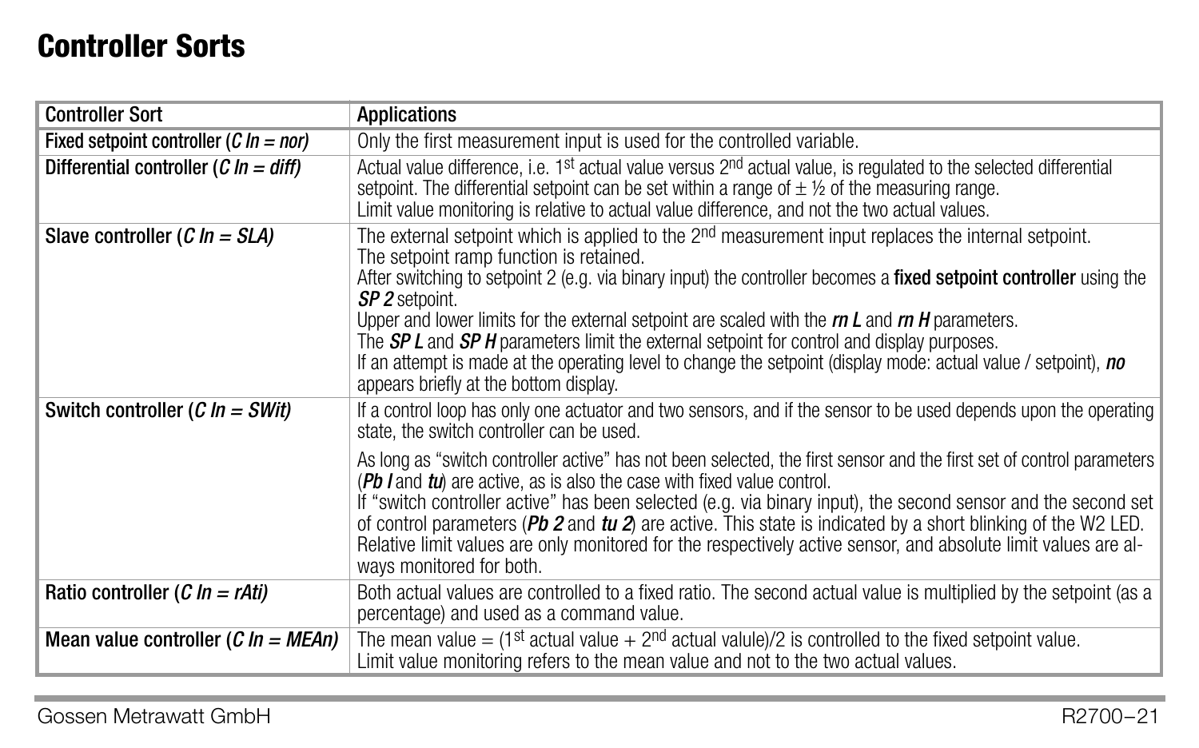# Controller Sorts

| Controller Sort | Applications |
|---|---|
| **Fixed setpoint controller (*C In = nor)*** | Only the first measurement input is used for the controlled variable. |
| **Differential controller (*C In = diff)*** | Actual value difference, i.e. 1st actual value versus 2nd actual value, is regulated to the selected differential setpoint. The differential setpoint can be set within a range of ± ½ of the measuring range.<br>Limit value monitoring is relative to actual value difference, and not the two actual values. |
| **Slave controller (*C In = SLA)*** | The external setpoint which is applied to the 2nd measurement input replaces the internal setpoint.<br>The setpoint ramp function is retained.<br>After switching to setpoint 2 (e.g. via binary input) the controller becomes a **fixed setpoint controller** using the ***SP 2*** setpoint.<br>Upper and lower limits for the external setpoint are scaled with the ***rn L*** and ***rn H*** parameters.<br>The ***SP L*** and ***SP H*** parameters limit the external setpoint for control and display purposes.<br>If an attempt is made at the operating level to change the setpoint (display mode: actual value / setpoint), ***no*** appears briefly at the bottom display. |
| **Switch controller (*C In = SWit)*** | If a control loop has only one actuator and two sensors, and if the sensor to be used depends upon the operating state, the switch controller can be used.<br>As long as "switch controller active" has not been selected, the first sensor and the first set of control parameters (***Pb I*** and ***tu***) are active, as is also the case with fixed value control.<br>If "switch controller active" has been selected (e.g. via binary input), the second sensor and the second set of control parameters (***Pb 2*** and ***tu 2***) are active. This state is indicated by a short blinking of the W2 LED.<br>Relative limit values are only monitored for the respectively active sensor, and absolute limit values are always monitored for both. |
| **Ratio controller (*C In = rAti)*** | Both actual values are controlled to a fixed ratio. The second actual value is multiplied by the setpoint (as a percentage) and used as a command value. |
| **Mean value controller (*C In = MEAn)*** | The mean value = (1st actual value + 2nd actual valule)/2 is controlled to the fixed setpoint value.<br>Limit value monitoring refers to the mean value and not to the two actual values. |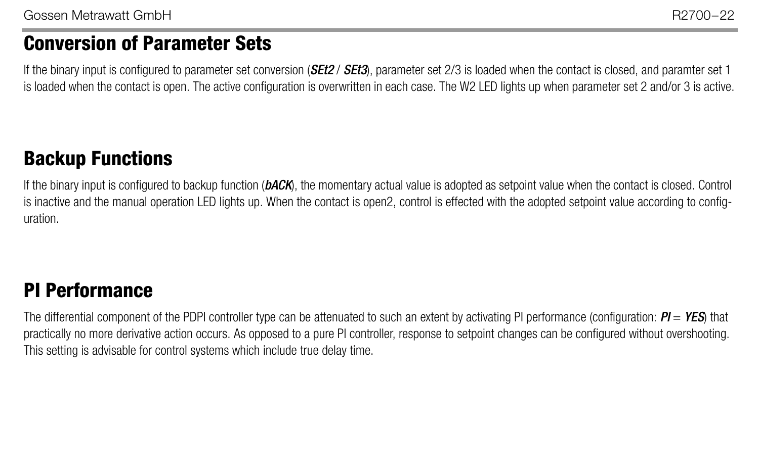## Conversion of Parameter Sets

If the binary input is configured to parameter set conversion (***SEt2*** / ***SEt3***), parameter set 2/3 is loaded when the contact is closed, and paramter set 1 is loaded when the contact is open. The active configuration is overwritten in each case. The W2 LED lights up when parameter set 2 and/or 3 is active.

## Backup Functions

If the binary input is configured to backup function (***bACK***), the momentary actual value is adopted as setpoint value when the contact is closed. Control is inactive and the manual operation LED lights up. When the contact is open2, control is effected with the adopted setpoint value according to configuration.

## PI Performance

The differential component of the PDPI controller type can be attenuated to such an extent by activating PI performance (configuration: ***PI*** = ***YES***) that practically no more derivative action occurs. As opposed to a pure PI controller, response to setpoint changes can be configured without overshooting. This setting is advisable for control systems which include true delay time.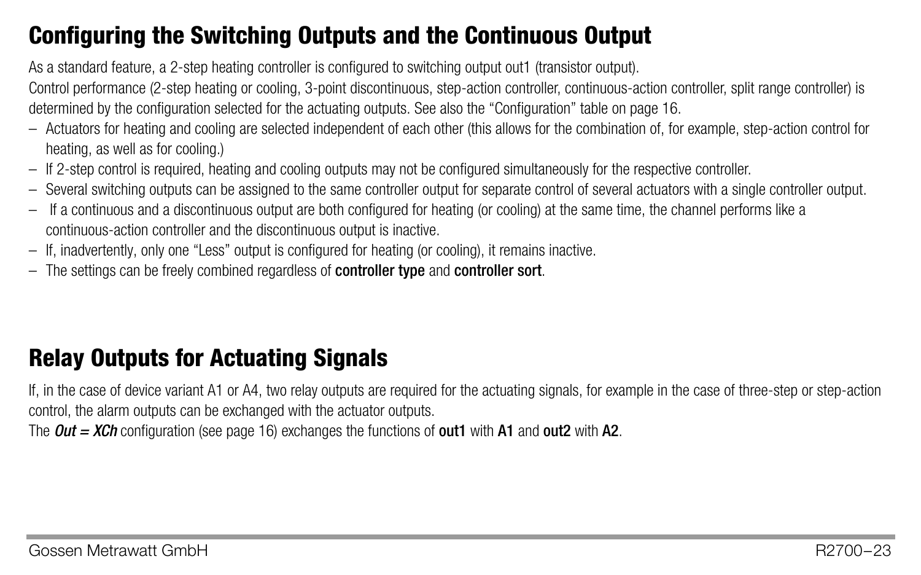## Configuring the Switching Outputs and the Continuous Output

As a standard feature, a 2-step heating controller is configured to switching output out1 (transistor output).
Control performance (2-step heating or cooling, 3-point discontinuous, step-action controller, continuous-action controller, split range controller) is determined by the configuration selected for the actuating outputs. See also the “Configuration” table on page 16.

- Actuators for heating and cooling are selected independent of each other (this allows for the combination of, for example, step-action control for heating, as well as for cooling.)
- If 2-step control is required, heating and cooling outputs may not be configured simultaneously for the respective controller.
- Several switching outputs can be assigned to the same controller output for separate control of several actuators with a single controller output.
- If a continuous and a discontinuous output are both configured for heating (or cooling) at the same time, the channel performs like a continuous-action controller and the discontinuous output is inactive.
- If, inadvertently, only one “Less” output is configured for heating (or cooling), it remains inactive.
- The settings can be freely combined regardless of **controller type** and **controller sort**.

## Relay Outputs for Actuating Signals

If, in the case of device variant A1 or A4, two relay outputs are required for the actuating signals, for example in the case of three-step or step-action control, the alarm outputs can be exchanged with the actuator outputs.
The ***Out = XCh*** configuration (see page 16) exchanges the functions of **out1** with **A1** and **out2** with **A2**.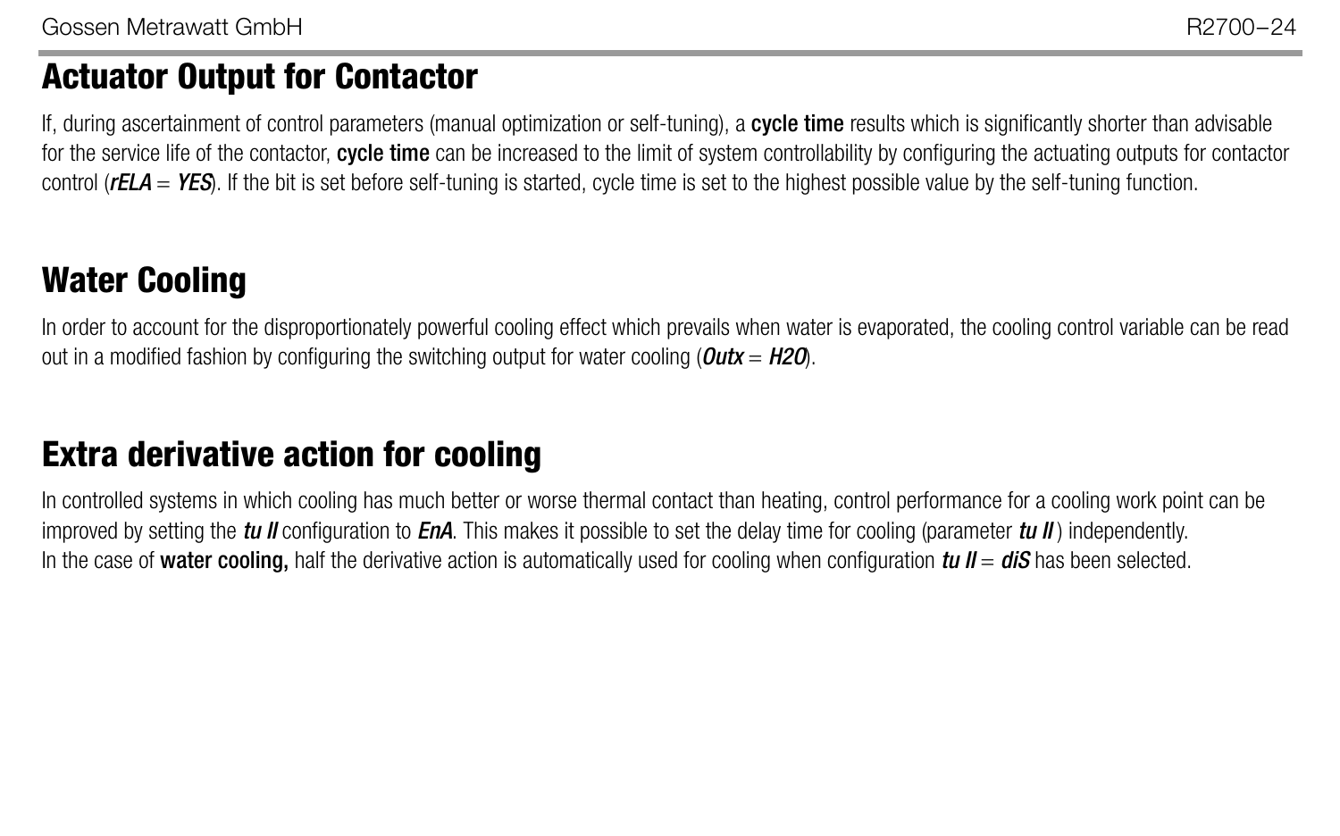## Actuator Output for Contactor

If, during ascertainment of control parameters (manual optimization or self-tuning), a **cycle time** results which is significantly shorter than advisable for the service life of the contactor, **cycle time** can be increased to the limit of system controllability by configuring the actuating outputs for contactor control (***rELA*** = ***YES***). If the bit is set before self-tuning is started, cycle time is set to the highest possible value by the self-tuning function.

## Water Cooling

In order to account for the disproportionately powerful cooling effect which prevails when water is evaporated, the cooling control variable can be read out in a modified fashion by configuring the switching output for water cooling (***Outx*** = ***H2O***).

## Extra derivative action for cooling

In controlled systems in which cooling has much better or worse thermal contact than heating, control performance for a cooling work point can be improved by setting the ***tu II*** configuration to ***EnA***. This makes it possible to set the delay time for cooling (parameter ***tu II*** ) independently.
In the case of **water cooling,** half the derivative action is automatically used for cooling when configuration ***tu II*** = ***diS*** has been selected.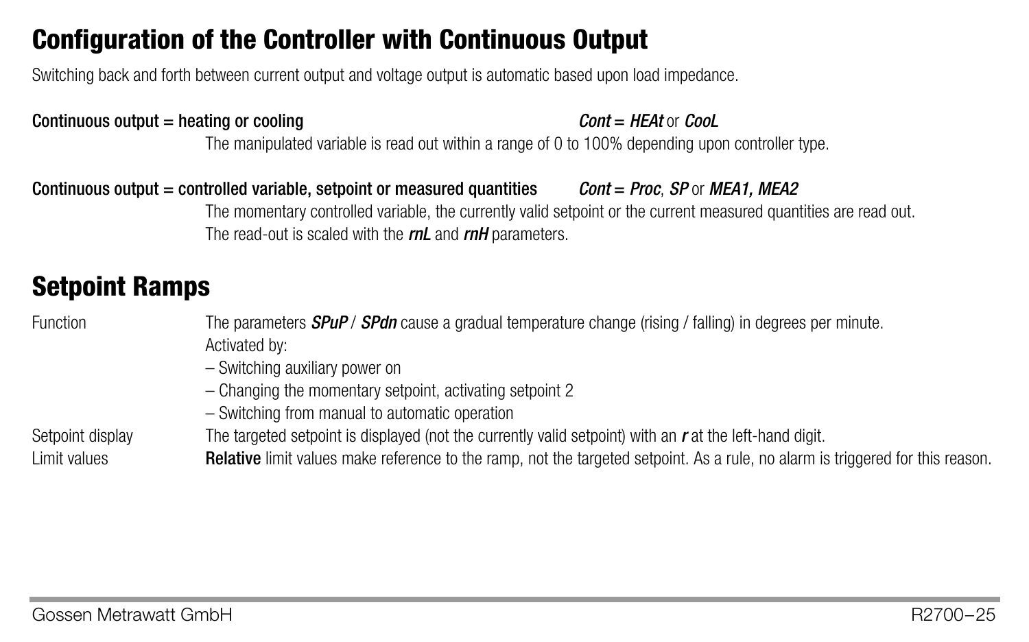## Configuration of the Controller with Continuous Output

Switching back and forth between current output and voltage output is automatic based upon load impedance.

**Continuous output = heating or cooling** ***Cont* = *HEAt*** or ***CooL***

The manipulated variable is read out within a range of 0 to 100% depending upon controller type.

**Continuous output = controlled variable, setpoint or measured quantities** ***Cont* = *Proc*, *SP*** or ***MEA1, MEA2***

The momentary controlled variable, the currently valid setpoint or the current measured quantities are read out.
The read-out is scaled with the ***rnL*** and ***rnH*** parameters.

## Setpoint Ramps

Function
The parameters ***SPuP*** / ***SPdn*** cause a gradual temperature change (rising / falling) in degrees per minute.
Activated by:
– Switching auxiliary power on
– Changing the momentary setpoint, activating setpoint 2
– Switching from manual to automatic operation

Setpoint display
The targeted setpoint is displayed (not the currently valid setpoint) with an ***r*** at the left-hand digit.

Limit values
**Relative** limit values make reference to the ramp, not the targeted setpoint. As a rule, no alarm is triggered for this reason.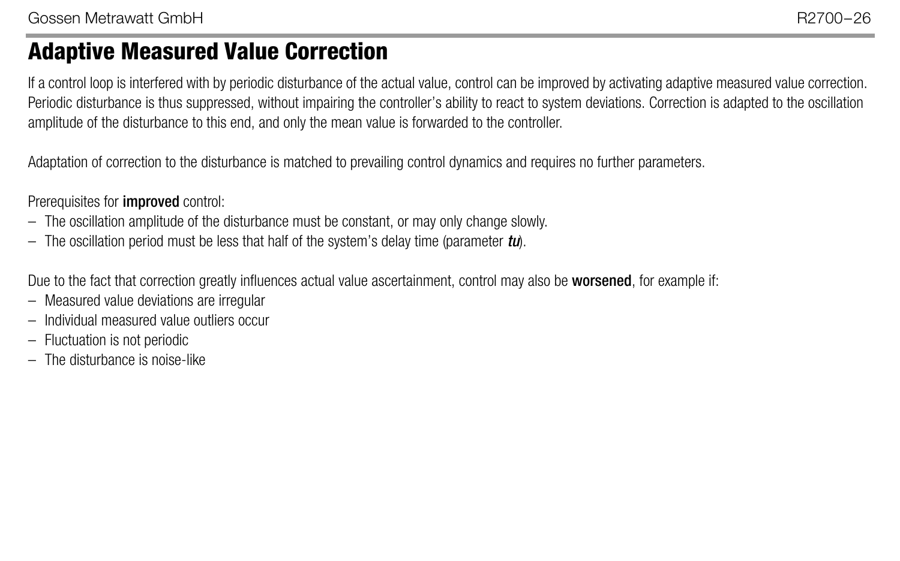# Adaptive Measured Value Correction

If a control loop is interfered with by periodic disturbance of the actual value, control can be improved by activating adaptive measured value correction. Periodic disturbance is thus suppressed, without impairing the controller's ability to react to system deviations. Correction is adapted to the oscillation amplitude of the disturbance to this end, and only the mean value is forwarded to the controller.

Adaptation of correction to the disturbance is matched to prevailing control dynamics and requires no further parameters.

Prerequisites for **improved** control:

- The oscillation amplitude of the disturbance must be constant, or may only change slowly.
- The oscillation period must be less that half of the system's delay time (parameter ***tu***).

Due to the fact that correction greatly influences actual value ascertainment, control may also be **worsened**, for example if:

- Measured value deviations are irregular
- Individual measured value outliers occur
- Fluctuation is not periodic
- The disturbance is noise-like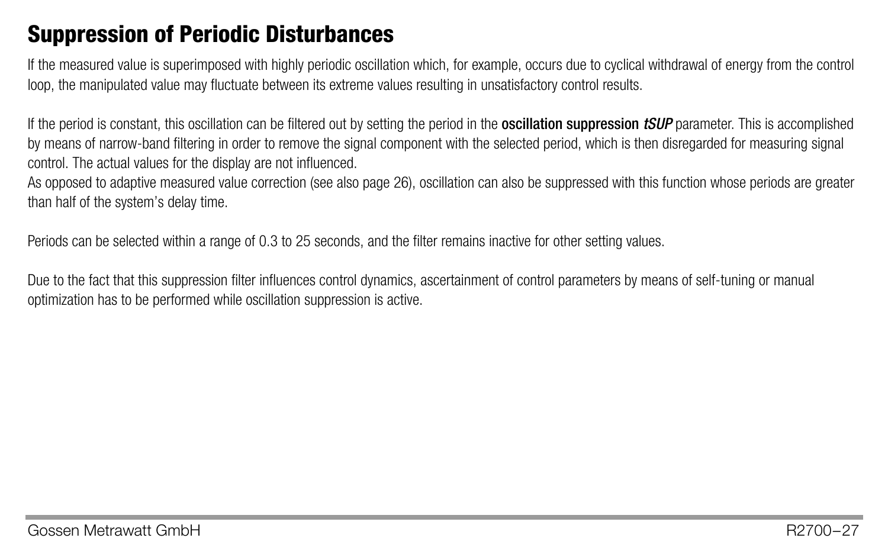# Suppression of Periodic Disturbances

If the measured value is superimposed with highly periodic oscillation which, for example, occurs due to cyclical withdrawal of energy from the control loop, the manipulated value may fluctuate between its extreme values resulting in unsatisfactory control results.

If the period is constant, this oscillation can be filtered out by setting the period in the **oscillation suppression *tSUP*** parameter. This is accomplished by means of narrow-band filtering in order to remove the signal component with the selected period, which is then disregarded for measuring signal control. The actual values for the display are not influenced.
As opposed to adaptive measured value correction (see also page 26), oscillation can also be suppressed with this function whose periods are greater than half of the system's delay time.

Periods can be selected within a range of 0.3 to 25 seconds, and the filter remains inactive for other setting values.

Due to the fact that this suppression filter influences control dynamics, ascertainment of control parameters by means of self-tuning or manual optimization has to be performed while oscillation suppression is active.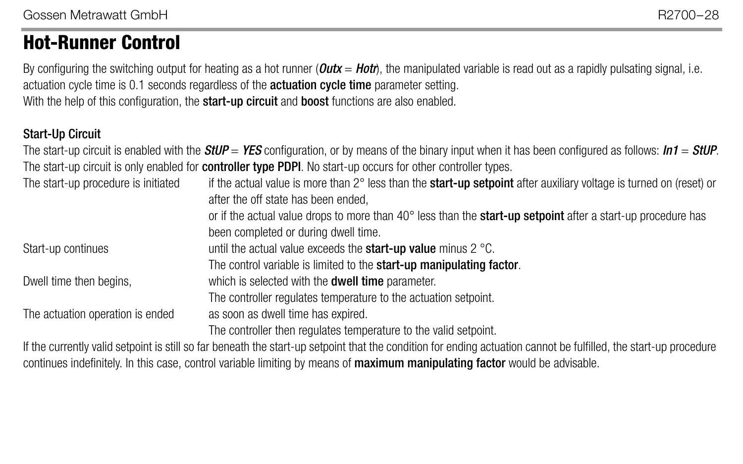# Hot-Runner Control

By configuring the switching output for heating as a hot runner (***Outx*** = ***Hotr***), the manipulated variable is read out as a rapidly pulsating signal, i.e. actuation cycle time is 0.1 seconds regardless of the **actuation cycle time** parameter setting.
With the help of this configuration, the **start-up circuit** and **boost** functions are also enabled.

## Start-Up Circuit

The start-up circuit is enabled with the ***StUP*** = ***YES*** configuration, or by means of the binary input when it has been configured as follows: ***In1*** = ***StUP***.
The start-up circuit is only enabled for **controller type PDPI**. No start-up occurs for other controller types.

| | |
|---|---|
| The start-up procedure is initiated | if the actual value is more than 2° less than the **start-up setpoint** after auxiliary voltage is turned on (reset) or after the off state has been ended,<br>or if the actual value drops to more than 40° less than the **start-up setpoint** after a start-up procedure has been completed or during dwell time. |
| Start-up continues | until the actual value exceeds the **start-up value** minus 2 °C.<br>The control variable is limited to the **start-up manipulating factor**. |
| Dwell time then begins, | which is selected with the **dwell time** parameter.<br>The controller regulates temperature to the actuation setpoint. |
| The actuation operation is ended | as soon as dwell time has expired.<br>The controller then regulates temperature to the valid setpoint. |

If the currently valid setpoint is still so far beneath the start-up setpoint that the condition for ending actuation cannot be fulfilled, the start-up procedure continues indefinitely. In this case, control variable limiting by means of **maximum manipulating factor** would be advisable.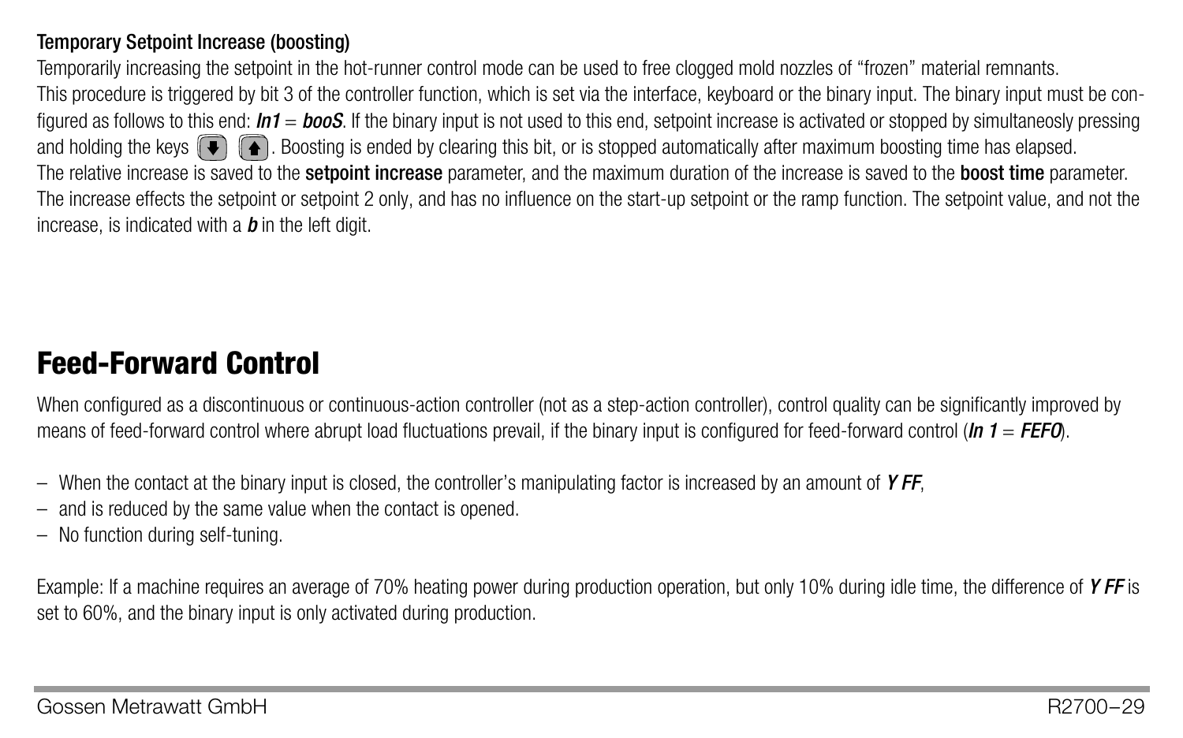### Temporary Setpoint Increase (boosting)

Temporarily increasing the setpoint in the hot-runner control mode can be used to free clogged mold nozzles of “frozen” material remnants.
This procedure is triggered by bit 3 of the controller function, which is set via the interface, keyboard or the binary input. The binary input must be configured as follows to this end: ***In1*** = ***booS***. If the binary input is not used to this end, setpoint increase is activated or stopped by simultaneously pressing and holding the keys ⬇ ⬆. Boosting is ended by clearing this bit, or is stopped automatically after maximum boosting time has elapsed.
The relative increase is saved to the **setpoint increase** parameter, and the maximum duration of the increase is saved to the **boost time** parameter.
The increase effects the setpoint or setpoint 2 only, and has no influence on the start-up setpoint or the ramp function. The setpoint value, and not the increase, is indicated with a ***b*** in the left digit.

# Feed-Forward Control

When configured as a discontinuous or continuous-action controller (not as a step-action controller), control quality can be significantly improved by means of feed-forward control where abrupt load fluctuations prevail, if the binary input is configured for feed-forward control (***In 1*** = ***FEFO***).

– When the contact at the binary input is closed, the controller’s manipulating factor is increased by an amount of ***Y FF***,
– and is reduced by the same value when the contact is opened.
– No function during self-tuning.

Example: If a machine requires an average of 70% heating power during production operation, but only 10% during idle time, the difference of ***Y FF*** is set to 60%, and the binary input is only activated during production.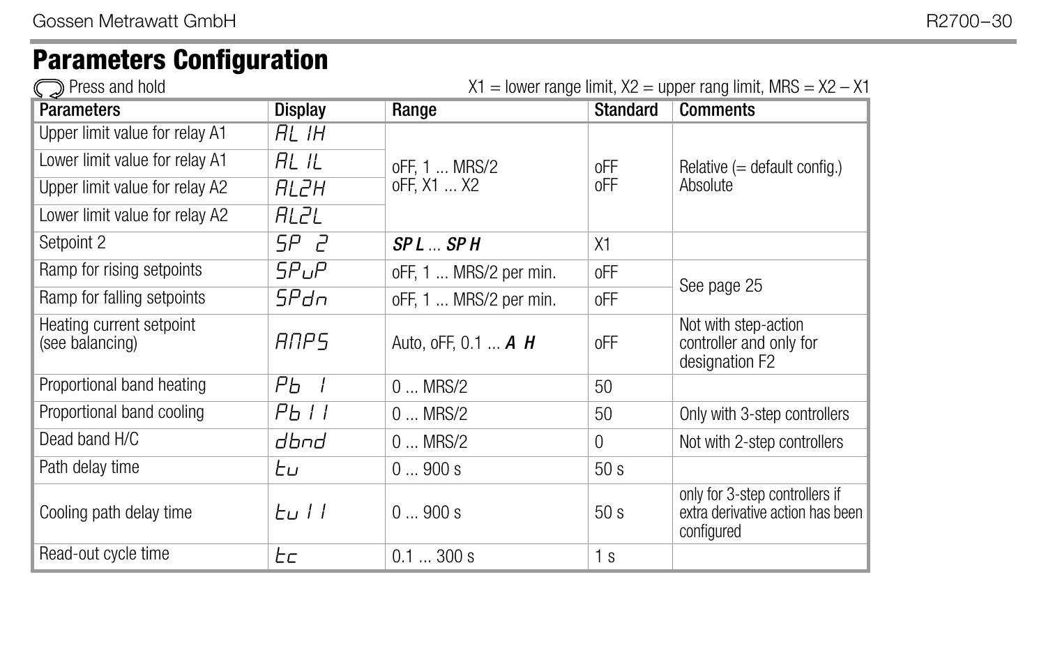# Parameters Configuration

Press and hold　　　　X1 = lower range limit, X2 = upper rang limit, MRS = X2 – X1

| Parameters | Display | Range | Standard | Comments |
|---|---|---|---|---|
| Upper limit value for relay A1 | AL 1H | oFF, 1 ... MRS/2<br>oFF, X1 ... X2 | oFF<br>oFF | Relative (= default config.)<br>Absolute |
| Lower limit value for relay A1 | AL 1L | | | |
| Upper limit value for relay A2 | AL2H | | | |
| Lower limit value for relay A2 | AL2L | | | |
| Setpoint 2 | SP 2 | ***SP L*** ... ***SP H*** | X1 | |
| Ramp for rising setpoints | SPuP | oFF, 1 ... MRS/2 per min. | oFF | See page 25 |
| Ramp for falling setpoints | SPdn | oFF, 1 ... MRS/2 per min. | oFF | |
| Heating current setpoint (see balancing) | AMPS | Auto, oFF, 0.1 ... ***A H*** | oFF | Not with step-action controller and only for designation F2 |
| Proportional band heating | Pb I | 0 ... MRS/2 | 50 | |
| Proportional band cooling | Pb II | 0 ... MRS/2 | 50 | Only with 3-step controllers |
| Dead band H/C | dbnd | 0 ... MRS/2 | 0 | Not with 2-step controllers |
| Path delay time | tu | 0 ... 900 s | 50 s | |
| Cooling path delay time | tu II | 0 ... 900 s | 50 s | only for 3-step controllers if extra derivative action has been configured |
| Read-out cycle time | tc | 0.1 ... 300 s | 1 s | |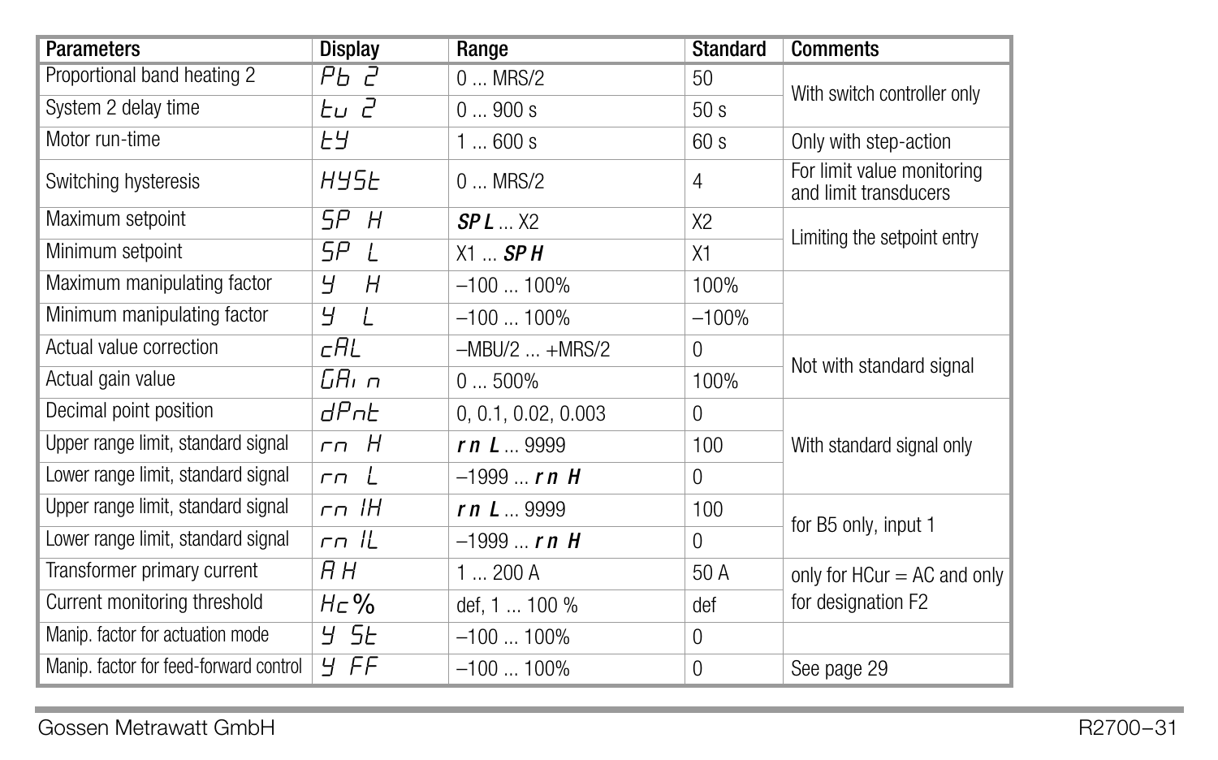| Parameters | Display | Range | Standard | Comments |
|---|---|---|---|---|
| Proportional band heating 2 | Pb 2 | 0 ... MRS/2 | 50 | With switch controller only |
| System 2 delay time | tu 2 | 0 ... 900 s | 50 s | |
| Motor run-time | tY | 1 ... 600 s | 60 s | Only with step-action |
| Switching hysteresis | HYSt | 0 ... MRS/2 | 4 | For limit value monitoring and limit transducers |
| Maximum setpoint | SP H | **SP L** ... X2 | X2 | Limiting the setpoint entry |
| Minimum setpoint | SP L | X1 ... **SP H** | X1 | |
| Maximum manipulating factor | Y H | –100 ... 100% | 100% | |
| Minimum manipulating factor | Y L | –100 ... 100% | –100% | |
| Actual value correction | cAL | –MBU/2 ... +MRS/2 | 0 | Not with standard signal |
| Actual gain value | GAin | 0 ... 500% | 100% | |
| Decimal point position | dPnt | 0, 0.1, 0.02, 0.003 | 0 | With standard signal only |
| Upper range limit, standard signal | rn H | **rn L** ... 9999 | 100 | |
| Lower range limit, standard signal | rn L | –1999 ... **rn H** | 0 | |
| Upper range limit, standard signal | rn 1H | **rn L** ... 9999 | 100 | for B5 only, input 1 |
| Lower range limit, standard signal | rn 1L | –1999 ... **rn H** | 0 | |
| Transformer primary current | A H | 1 ... 200 A | 50 A | only for HCur = AC and only for designation F2 |
| Current monitoring threshold | Hc% | def, 1 ... 100 % | def | |
| Manip. factor for actuation mode | Y St | –100 ... 100% | 0 | |
| Manip. factor for feed-forward control | Y FF | –100 ... 100% | 0 | See page 29 |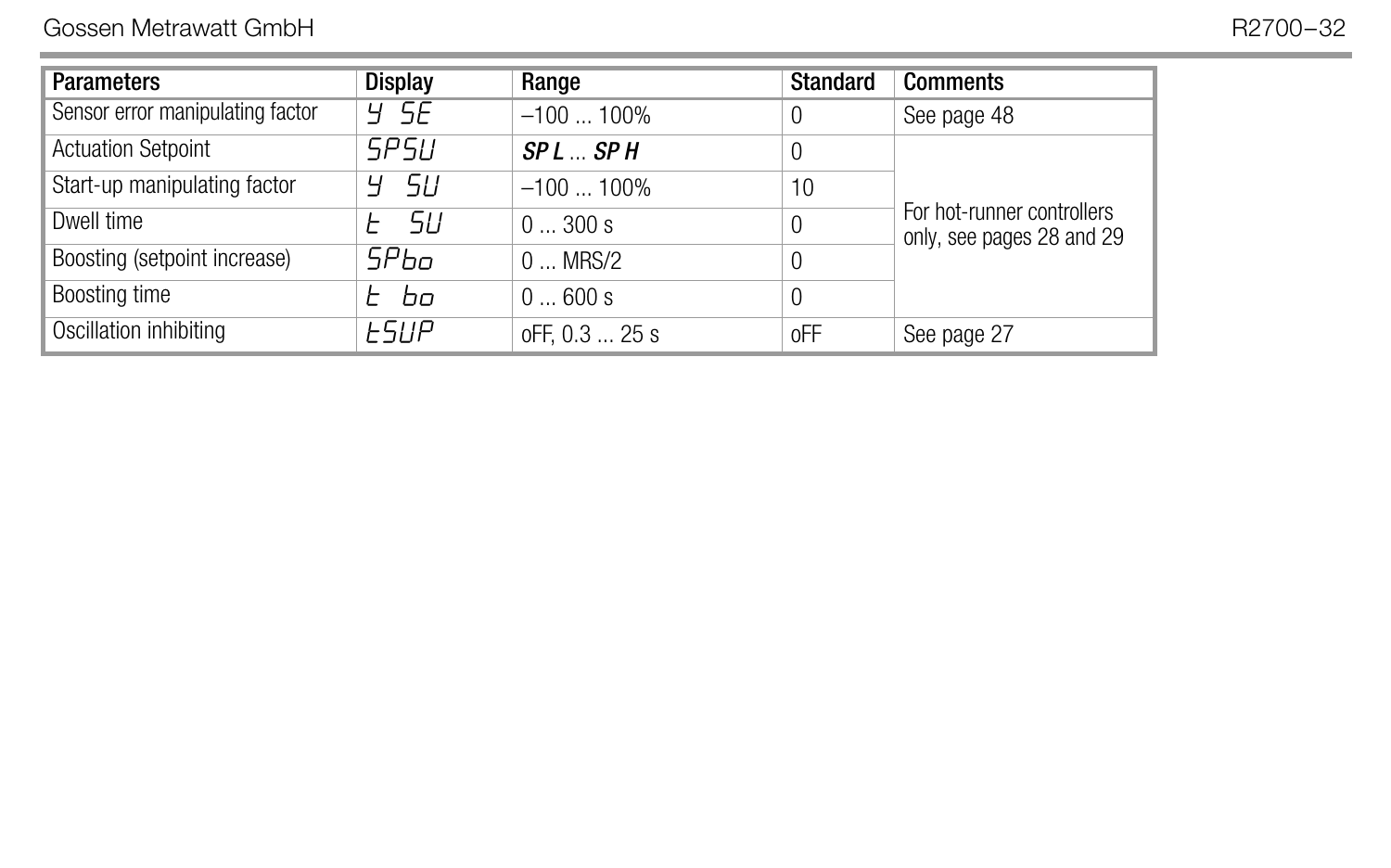| Parameters | Display | Range | Standard | Comments |
|---|---|---|---|---|
| Sensor error manipulating factor | Y SE | –100 ... 100% | 0 | See page 48 |
| Actuation Setpoint | SPSU | ***SP L*** ... ***SP H*** | 0 | For hot-runner controllers only, see pages 28 and 29 |
| Start-up manipulating factor | Y SU | –100 ... 100% | 10 | |
| Dwell time | t SU | 0 ... 300 s | 0 | |
| Boosting (setpoint increase) | SPbo | 0 ... MRS/2 | 0 | |
| Boosting time | t bo | 0 ... 600 s | 0 | |
| Oscillation inhibiting | tSUP | oFF, 0.3 ... 25 s | oFF | See page 27 |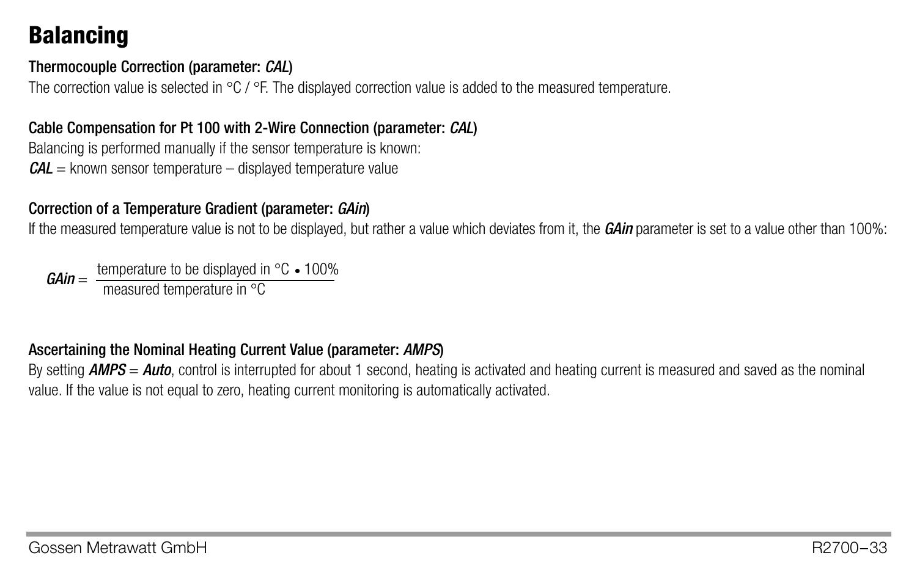# Balancing

### Thermocouple Correction (parameter: *CAL*)

The correction value is selected in °C / °F. The displayed correction value is added to the measured temperature.

### Cable Compensation for Pt 100 with 2-Wire Connection (parameter: *CAL*)

Balancing is performed manually if the sensor temperature is known:

***CAL*** = known sensor temperature – displayed temperature value

### Correction of a Temperature Gradient (parameter: *GAin*)

If the measured temperature value is not to be displayed, but rather a value which deviates from it, the ***GAin*** parameter is set to a value other than 100%:

$$GAin = \frac{\text{temperature to be displayed in °C} \bullet 100\%}{\text{measured temperature in °C}}$$

### Ascertaining the Nominal Heating Current Value (parameter: *AMPS*)

By setting ***AMPS*** = ***Auto***, control is interrupted for about 1 second, heating is activated and heating current is measured and saved as the nominal value. If the value is not equal to zero, heating current monitoring is automatically activated.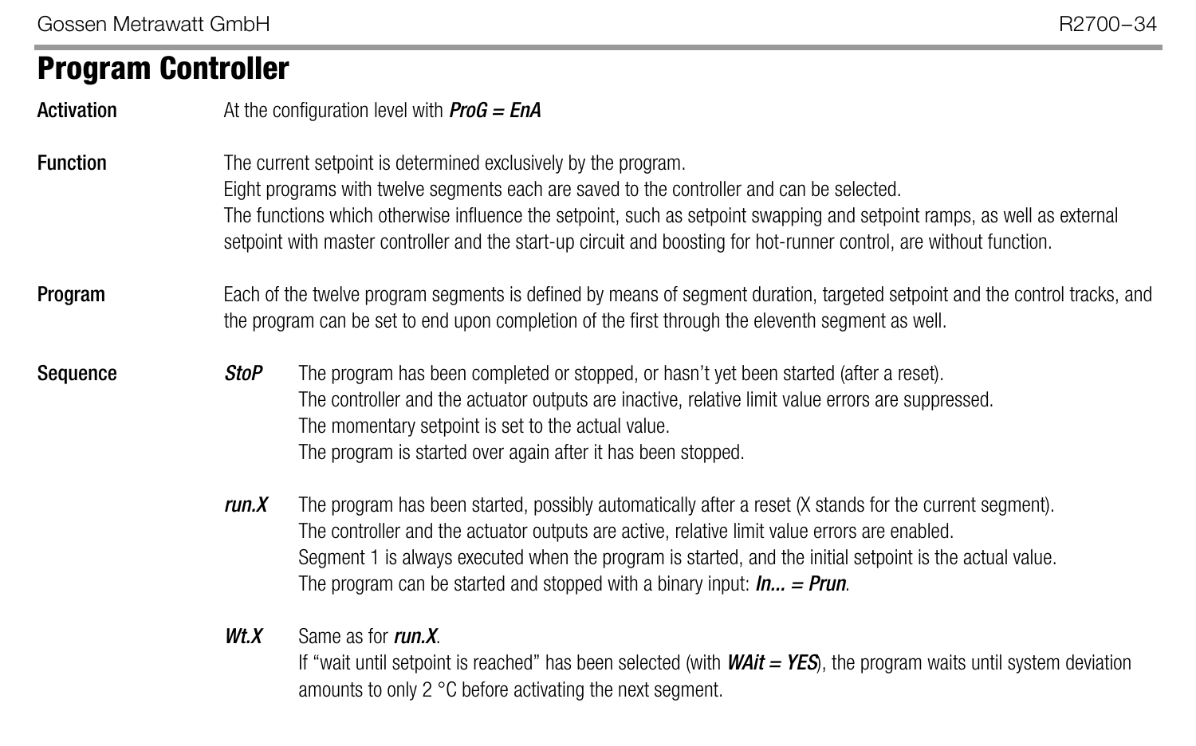## Program Controller

**Activation**

At the configuration level with ***ProG = EnA***

**Function**

The current setpoint is determined exclusively by the program.
Eight programs with twelve segments each are saved to the controller and can be selected.
The functions which otherwise influence the setpoint, such as setpoint swapping and setpoint ramps, as well as external setpoint with master controller and the start-up circuit and boosting for hot-runner control, are without function.

**Program**

Each of the twelve program segments is defined by means of segment duration, targeted setpoint and the control tracks, and the program can be set to end upon completion of the first through the eleventh segment as well.

**Sequence**

***StoP*** The program has been completed or stopped, or hasn't yet been started (after a reset).
The controller and the actuator outputs are inactive, relative limit value errors are suppressed.
The momentary setpoint is set to the actual value.
The program is started over again after it has been stopped.

***run.X*** The program has been started, possibly automatically after a reset (X stands for the current segment).
The controller and the actuator outputs are active, relative limit value errors are enabled.
Segment 1 is always executed when the program is started, and the initial setpoint is the actual value.
The program can be started and stopped with a binary input: ***In... = Prun***.

***Wt.X*** Same as for ***run.X***.
If "wait until setpoint is reached" has been selected (with ***WAit = YES***), the program waits until system deviation amounts to only 2 °C before activating the next segment.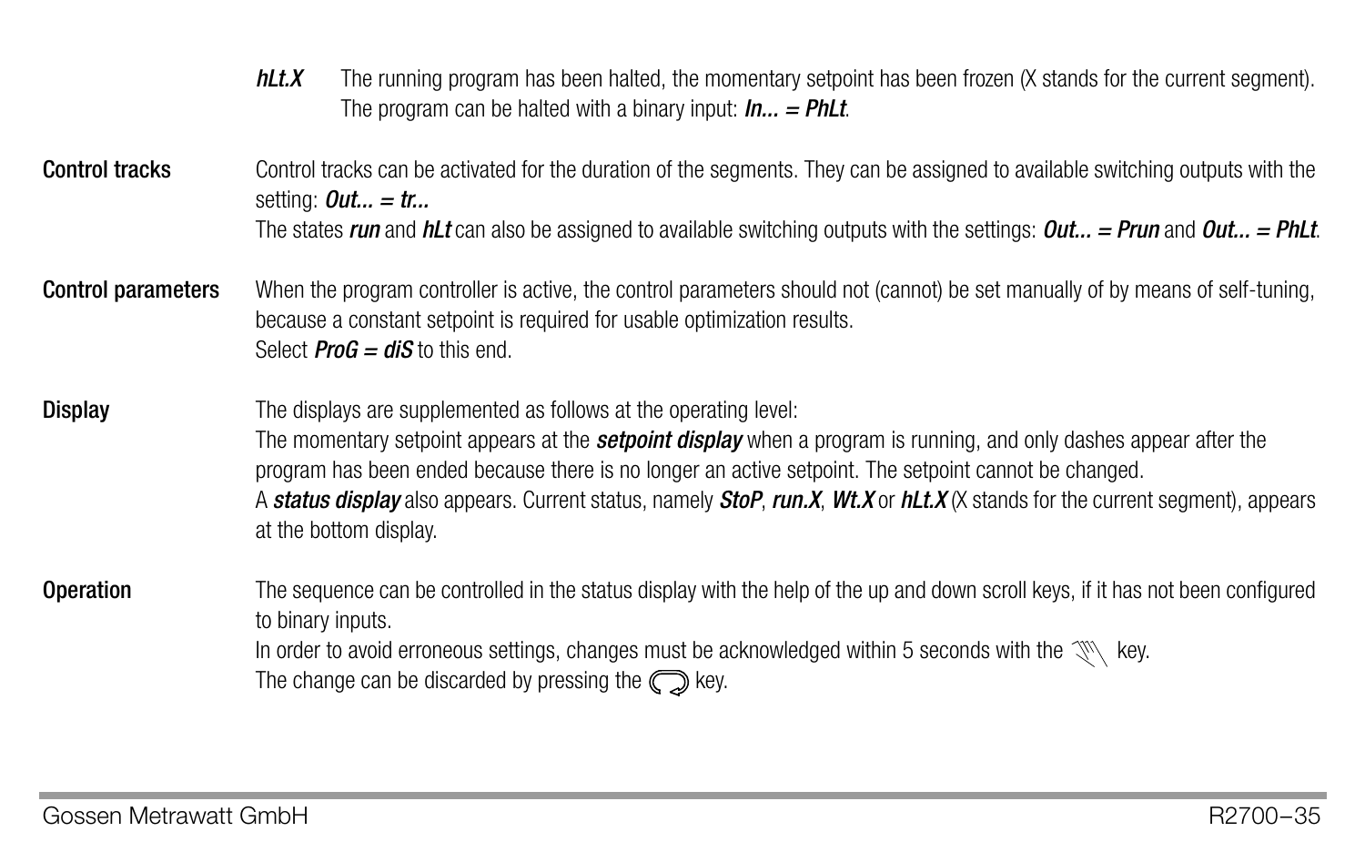***hLt.X*** The running program has been halted, the momentary setpoint has been frozen (X stands for the current segment). The program can be halted with a binary input: ***In... = PhLt***.

**Control tracks**

Control tracks can be activated for the duration of the segments. They can be assigned to available switching outputs with the setting: ***Out... = tr...***
The states ***run*** and ***hLt*** can also be assigned to available switching outputs with the settings: ***Out... = Prun*** and ***Out... = PhLt***.

**Control parameters**

When the program controller is active, the control parameters should not (cannot) be set manually of by means of self-tuning, because a constant setpoint is required for usable optimization results.
Select ***ProG = diS*** to this end.

**Display**

The displays are supplemented as follows at the operating level:
The momentary setpoint appears at the ***setpoint display*** when a program is running, and only dashes appear after the program has been ended because there is no longer an active setpoint. The setpoint cannot be changed.
A ***status display*** also appears. Current status, namely ***StoP***, ***run.X***, ***Wt.X*** or ***hLt.X*** (X stands for the current segment), appears at the bottom display.

**Operation**

The sequence can be controlled in the status display with the help of the up and down scroll keys, if it has not been configured to binary inputs.
In order to avoid erroneous settings, changes must be acknowledged within 5 seconds with the ☝ key.
The change can be discarded by pressing the ↻ key.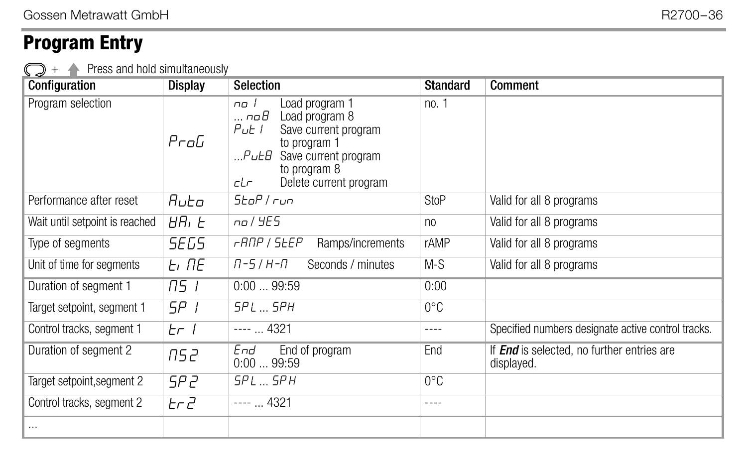# Program Entry

⟲ + ▲ Press and hold simultaneously

| Configuration | Display | Selection | Standard | Comment |
|---|---|---|---|---|
| Program selection | ProG | no 1 Load program 1<br>... no8 Load program 8<br>Put 1 Save current program to program 1<br>...Put8 Save current program to program 8<br>cLr Delete current program | no. 1 | |
| Performance after reset | Auto | StoP / run | StoP | Valid for all 8 programs |
| Wait until setpoint is reached | WAit | no / YES | no | Valid for all 8 programs |
| Type of segments | SEGS | rAMP / StEP Ramps/increments | rAMP | Valid for all 8 programs |
| Unit of time for segments | tiME | M-S / H-M Seconds / minutes | M-S | Valid for all 8 programs |
| Duration of segment 1 | MS 1 | 0:00 ... 99:59 | 0:00 | |
| Target setpoint, segment 1 | SP 1 | SPL ... SPH | 0°C | |
| Control tracks, segment 1 | tr 1 | ---- ... 4321 | ---- | Specified numbers designate active control tracks. |
| Duration of segment 2 | MS2 | End End of program<br>0:00 ... 99:59 | End | If ***End*** is selected, no further entries are displayed. |
| Target setpoint,segment 2 | SP2 | SPL ... SPH | 0°C | |
| Control tracks, segment 2 | tr2 | ---- ... 4321 | ---- | |
| ... | | | | |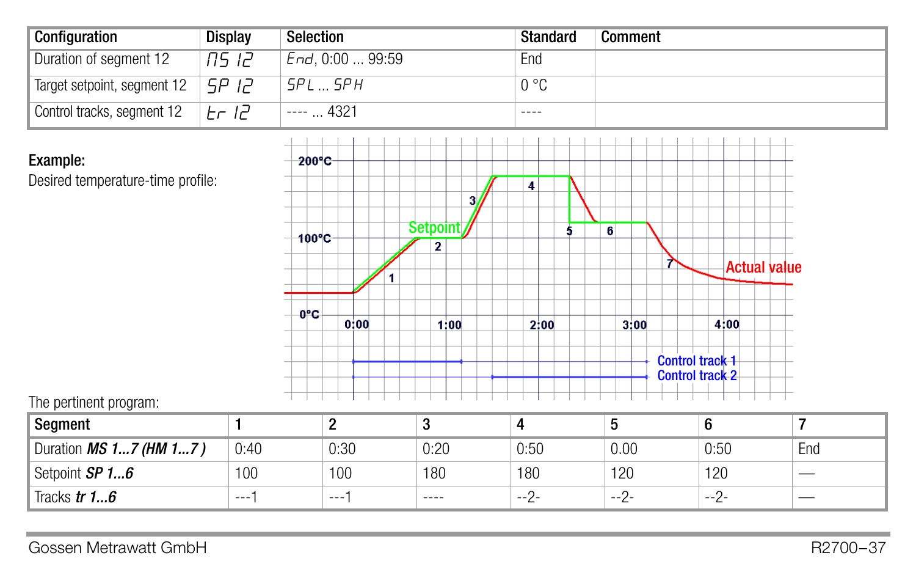| Configuration | Display | Selection | Standard | Comment |
|---|---|---|---|---|
| Duration of segment 12 | MS 12 | End, 0:00 ... 99:59 | End | |
| Target setpoint, segment 12 | SP 12 | SPL ... SPH | 0 °C | |
| Control tracks, segment 12 | tr 12 | ---- ... 4321 | ---- | |

**Example:**

Desired temperature-time profile:

The pertinent program:

| Segment | 1 | 2 | 3 | 4 | 5 | 6 | 7 |
|---|---|---|---|---|---|---|---|
| Duration ***MS 1...7 (HM 1...7 )*** | 0:40 | 0:30 | 0:20 | 0:50 | 0.00 | 0:50 | End |
| Setpoint ***SP 1...6*** | 100 | 100 | 180 | 180 | 120 | 120 | — |
| Tracks ***tr 1...6*** | ---1 | ---1 | ---- | --2- | --2- | --2- | — |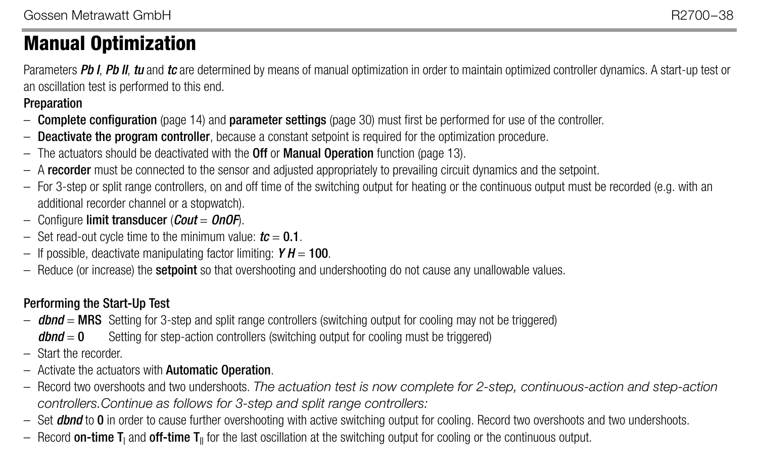# Manual Optimization

Parameters ***Pb I***, ***Pb II***, ***tu*** and ***tc*** are determined by means of manual optimization in order to maintain optimized controller dynamics. A start-up test or an oscillation test is performed to this end.

**Preparation**

- **Complete configuration** (page 14) and **parameter settings** (page 30) must first be performed for use of the controller.
- **Deactivate the program controller**, because a constant setpoint is required for the optimization procedure.
- The actuators should be deactivated with the **Off** or **Manual Operation** function (page 13).
- A **recorder** must be connected to the sensor and adjusted appropriately to prevailing circuit dynamics and the setpoint.
- For 3-step or split range controllers, on and off time of the switching output for heating or the continuous output must be recorded (e.g. with an additional recorder channel or a stopwatch).
- Configure **limit transducer** (***Cout*** = ***OnOF***).
- Set read-out cycle time to the minimum value: ***tc*** = **0.1**.
- If possible, deactivate manipulating factor limiting: ***Y H*** = **100**.
- Reduce (or increase) the **setpoint** so that overshooting and undershooting do not cause any unallowable values.

**Performing the Start-Up Test**

- ***dbnd*** = **MRS** Setting for 3-step and split range controllers (switching output for cooling may not be triggered)
  ***dbnd*** = **0** Setting for step-action controllers (switching output for cooling must be triggered)
- Start the recorder.
- Activate the actuators with **Automatic Operation**.
- Record two overshoots and two undershoots. *The actuation test is now complete for 2-step, continuous-action and step-action controllers.Continue as follows for 3-step and split range controllers:*
- Set ***dbnd*** to **0** in order to cause further overshooting with active switching output for cooling. Record two overshoots and two undershoots.
- Record **on-time** $T_I$ and **off-time** $T_{II}$ for the last oscillation at the switching output for cooling or the continuous output.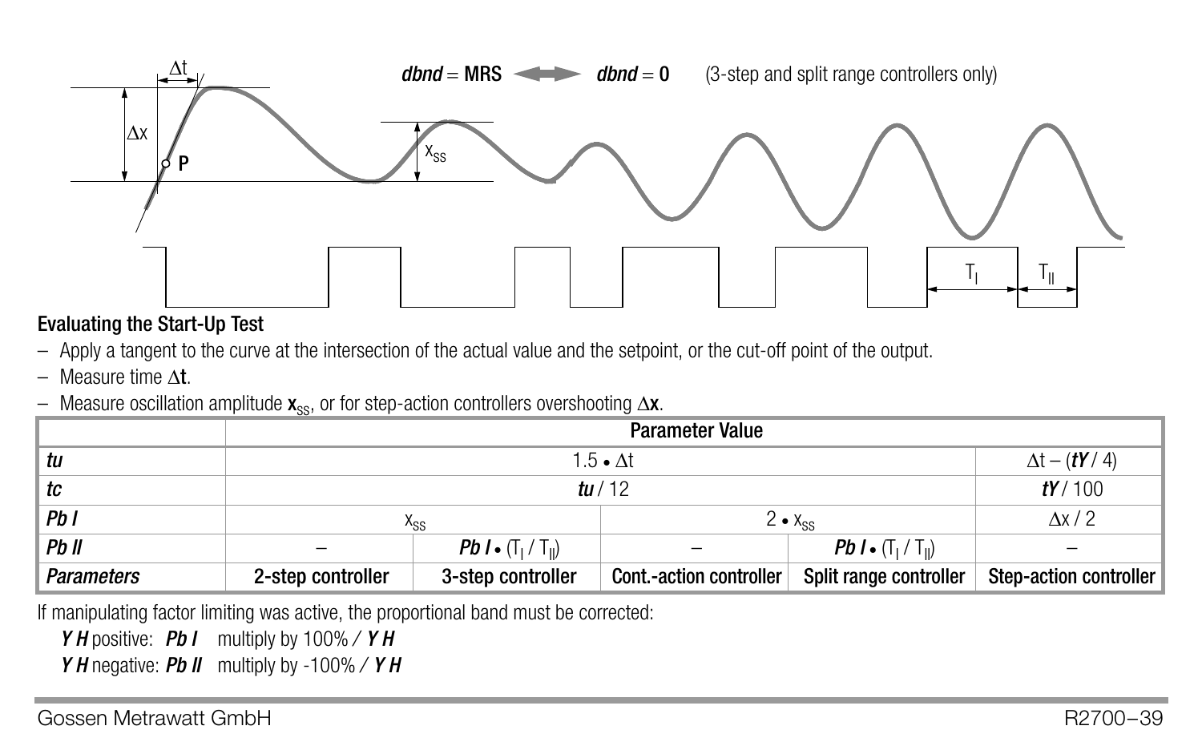*dbnd* = MRS ⟷ *dbnd* = 0 (3-step and split range controllers only)

**Evaluating the Start-Up Test**

- Apply a tangent to the curve at the intersection of the actual value and the setpoint, or the cut-off point of the output.
- Measure time $\Delta$**t**.
- Measure oscillation amplitude $\mathbf{x_{SS}}$, or for step-action controllers overshooting $\Delta$**x**.

| | Parameter Value | | | | |
|---|---|---|---|---|---|
| *tu* | $1.5 \bullet \Delta t$ | | | | $\Delta t - (tY / 4)$ |
| *tc* | ***tu*** / 12 | | | | ***tY*** / 100 |
| *Pb I* | $x_{SS}$ | | $2 \bullet x_{SS}$ | | $\Delta x / 2$ |
| *Pb II* | – | ***Pb I*** $\bullet (T_I / T_{II})$ | – | ***Pb I*** $\bullet (T_I / T_{II})$ | – |
| *Parameters* | **2-step controller** | **3-step controller** | **Cont.-action controller** | **Split range controller** | **Step-action controller** |

If manipulating factor limiting was active, the proportional band must be corrected:

***Y H*** positive: ***Pb I*** multiply by 100% / ***Y H***

***Y H*** negative: ***Pb II*** multiply by -100% / ***Y H***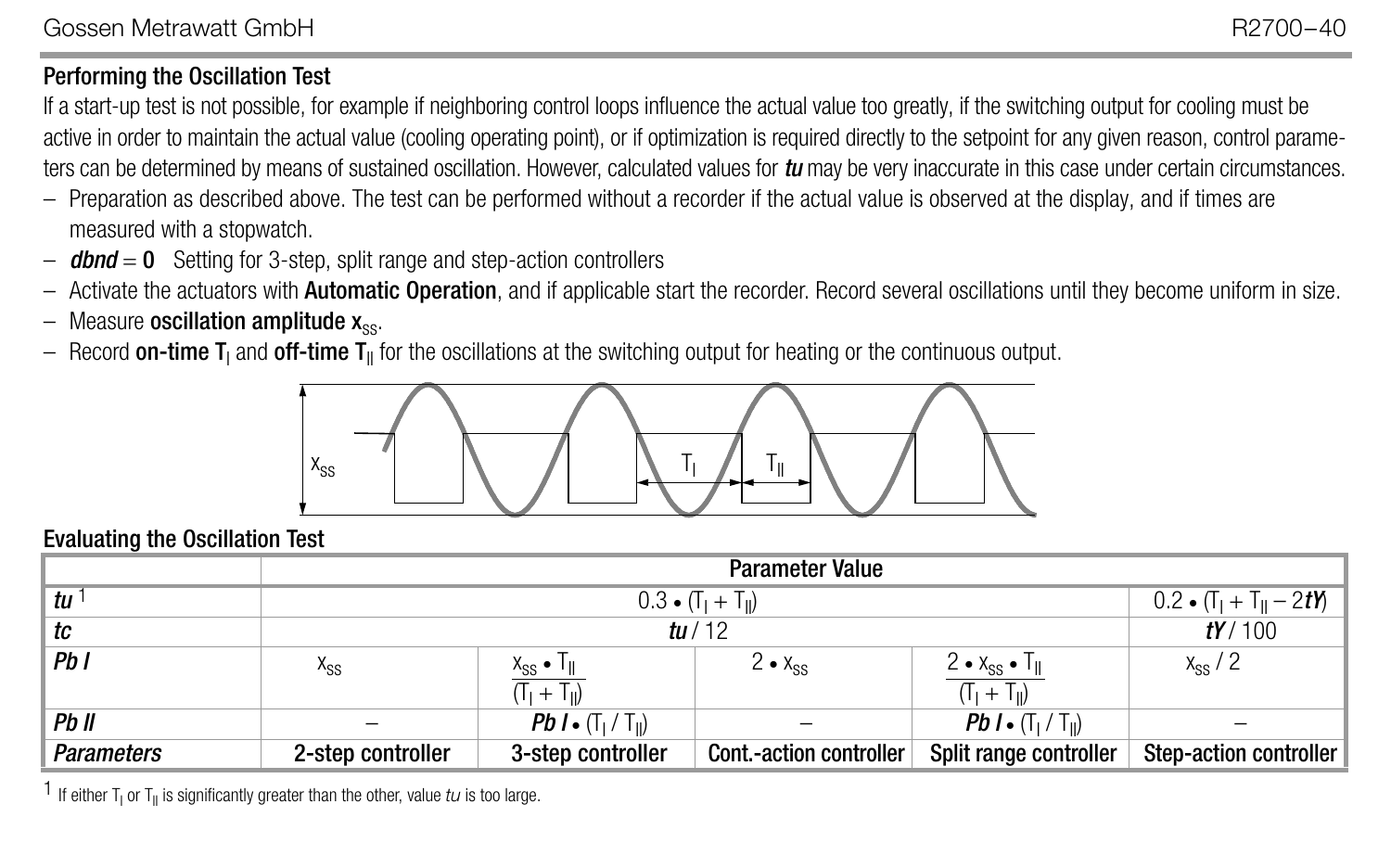## Performing the Oscillation Test

If a start-up test is not possible, for example if neighboring control loops influence the actual value too greatly, if the switching output for cooling must be active in order to maintain the actual value (cooling operating point), or if optimization is required directly to the setpoint for any given reason, control parameters can be determined by means of sustained oscillation. However, calculated values for ***tu*** may be very inaccurate in this case under certain circumstances.

- Preparation as described above. The test can be performed without a recorder if the actual value is observed at the display, and if times are measured with a stopwatch.
- ***dbnd*** = **0** Setting for 3-step, split range and step-action controllers
- Activate the actuators with **Automatic Operation**, and if applicable start the recorder. Record several oscillations until they become uniform in size.
- Measure **oscillation amplitude** $x_{SS}$.
- Record **on-time** $T_I$ and **off-time** $T_{II}$ for the oscillations at the switching output for heating or the continuous output.

## Evaluating the Oscillation Test

| | Parameter Value | | | | |
|---|---|---|---|---|---|
| *tu* [1] | $0.3 \cdot (T_I + T_{II})$ | | | | $0.2 \cdot (T_I + T_{II} - 2tY)$ |
| *tc* | ***tu*** / 12 | | | | ***tY*** / 100 |
| *Pb I* | $x_{SS}$ | $\frac{x_{SS} \cdot T_{II}}{(T_I + T_{II})}$ | $2 \cdot x_{SS}$ | $\frac{2 \cdot x_{SS} \cdot T_{II}}{(T_I + T_{II})}$ | $x_{SS} / 2$ |
| *Pb II* | – | ***Pb I*** $\cdot (T_I / T_{II})$ | – | ***Pb I*** $\cdot (T_I / T_{II})$ | – |
| *Parameters* | **2-step controller** | **3-step controller** | **Cont.-action controller** | **Split range controller** | **Step-action controller** |

[1] If either $T_I$ or $T_{II}$ is significantly greater than the other, value *tu* is too large.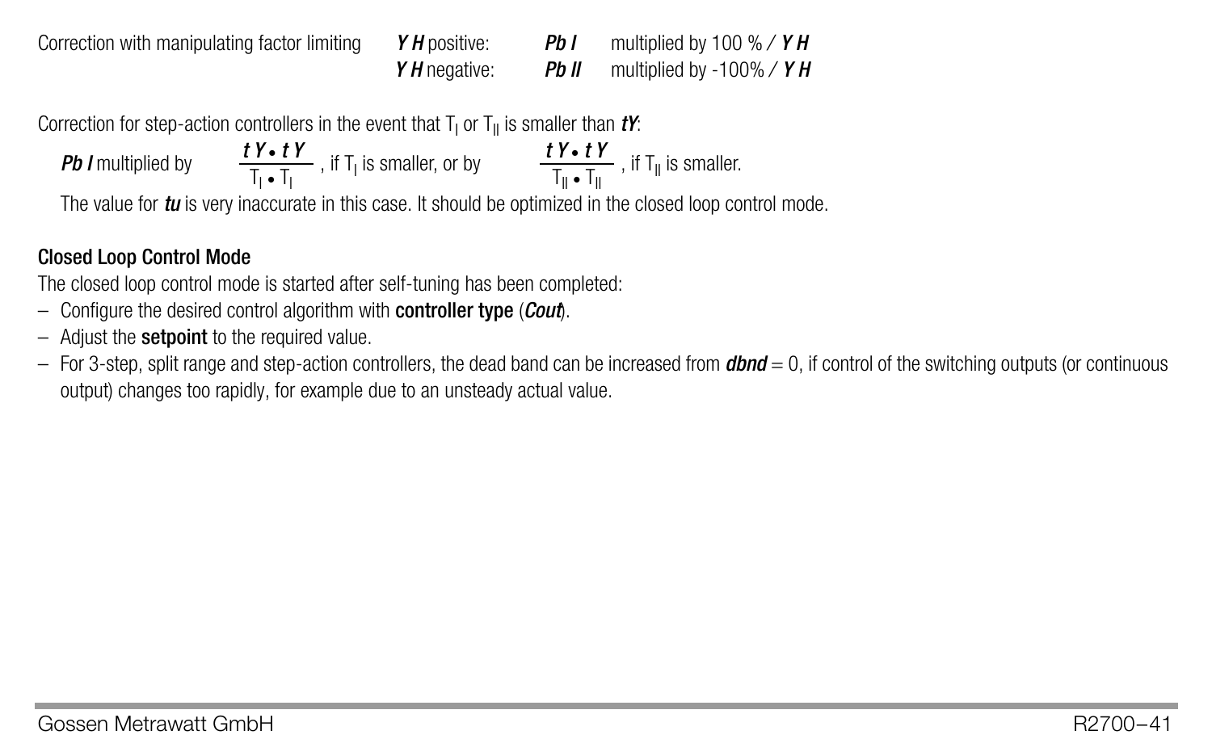Correction with manipulating factor limiting

| | | |
|---|---|---|
| ***Y H*** positive: | ***Pb I*** | multiplied by 100 % / ***Y H*** |
| ***Y H*** negative: | ***Pb II*** | multiplied by -100% / ***Y H*** |

Correction for step-action controllers in the event that $T_I$ or $T_{II}$ is smaller than ***tY***:

***Pb I*** multiplied by $\frac{tY \bullet tY}{T_I \bullet T_I}$, if $T_I$ is smaller, or by $\frac{tY \bullet tY}{T_{II} \bullet T_{II}}$, if $T_{II}$ is smaller.

The value for ***tu*** is very inaccurate in this case. It should be optimized in the closed loop control mode.

**Closed Loop Control Mode**

The closed loop control mode is started after self-tuning has been completed:

– Configure the desired control algorithm with **controller type** (***Cout***).
– Adjust the **setpoint** to the required value.
– For 3-step, split range and step-action controllers, the dead band can be increased from ***dbnd*** = 0, if control of the switching outputs (or continuous output) changes too rapidly, for example due to an unsteady actual value.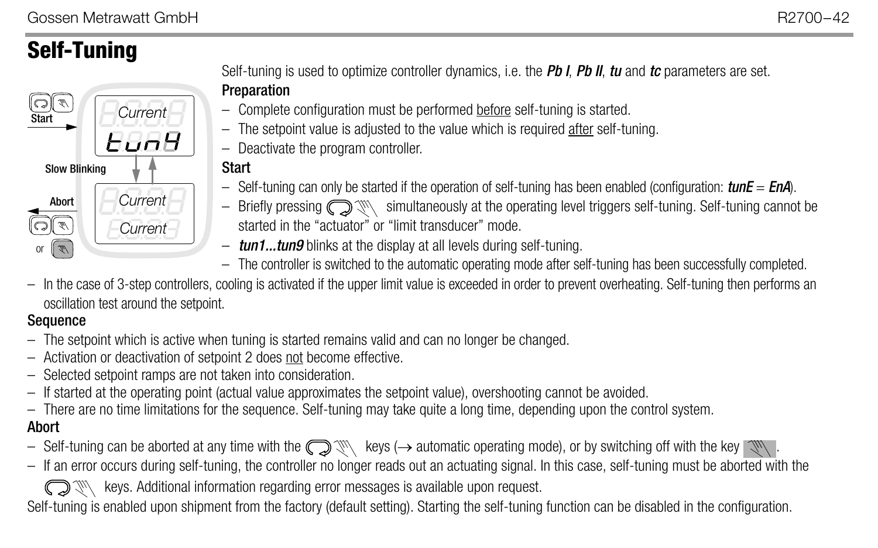# Self-Tuning

Start

Current

tunY

Slow Blinking

Abort

Current

Current

or

Self-tuning is used to optimize controller dynamics, i.e. the ***Pb I***, ***Pb II***, ***tu*** and ***tc*** parameters are set.

**Preparation**

- Complete configuration must be performed before self-tuning is started.
- The setpoint value is adjusted to the value which is required after self-tuning.
- Deactivate the program controller.

**Start**

- Self-tuning can only be started if the operation of self-tuning has been enabled (configuration: ***tunE*** = ***EnA***).
- Briefly pressing the two keys simultaneously at the operating level triggers self-tuning. Self-tuning cannot be started in the “actuator” or “limit transducer” mode.
- ***tun1...tun9*** blinks at the display at all levels during self-tuning.
- The controller is switched to the automatic operating mode after self-tuning has been successfully completed.
- In the case of 3-step controllers, cooling is activated if the upper limit value is exceeded in order to prevent overheating. Self-tuning then performs an oscillation test around the setpoint.

**Sequence**

- The setpoint which is active when tuning is started remains valid and can no longer be changed.
- Activation or deactivation of setpoint 2 does not become effective.
- Selected setpoint ramps are not taken into consideration.
- If started at the operating point (actual value approximates the setpoint value), overshooting cannot be avoided.
- There are no time limitations for the sequence. Self-tuning may take quite a long time, depending upon the control system.

**Abort**

- Self-tuning can be aborted at any time with the two keys (→ automatic operating mode), or by switching off with the single key.
- If an error occurs during self-tuning, the controller no longer reads out an actuating signal. In this case, self-tuning must be aborted with the two keys. Additional information regarding error messages is available upon request.

Self-tuning is enabled upon shipment from the factory (default setting). Starting the self-tuning function can be disabled in the configuration.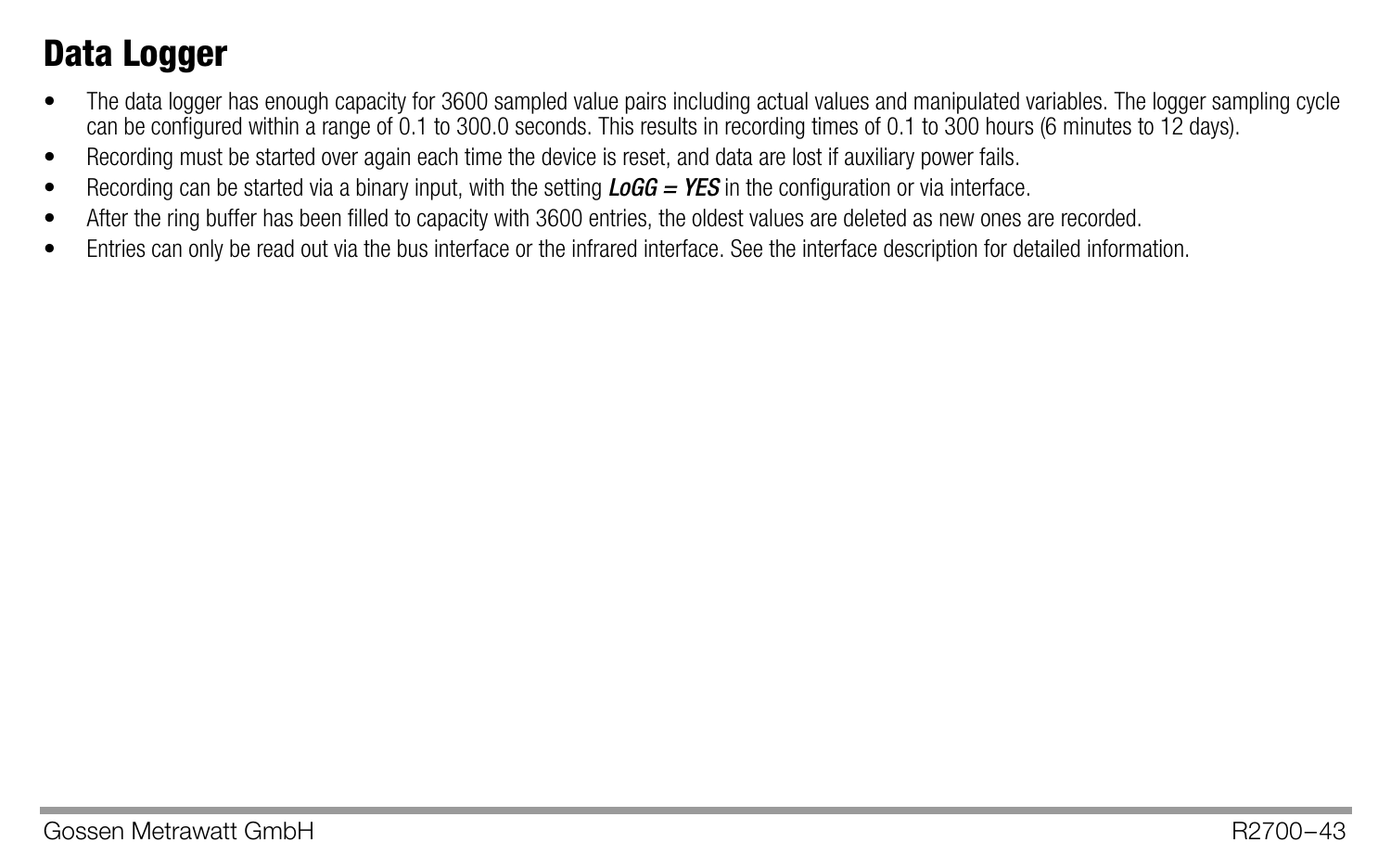# Data Logger

- The data logger has enough capacity for 3600 sampled value pairs including actual values and manipulated variables. The logger sampling cycle can be configured within a range of 0.1 to 300.0 seconds. This results in recording times of 0.1 to 300 hours (6 minutes to 12 days).
- Recording must be started over again each time the device is reset, and data are lost if auxiliary power fails.
- Recording can be started via a binary input, with the setting ***LoGG = YES*** in the configuration or via interface.
- After the ring buffer has been filled to capacity with 3600 entries, the oldest values are deleted as new ones are recorded.
- Entries can only be read out via the bus interface or the infrared interface. See the interface description for detailed information.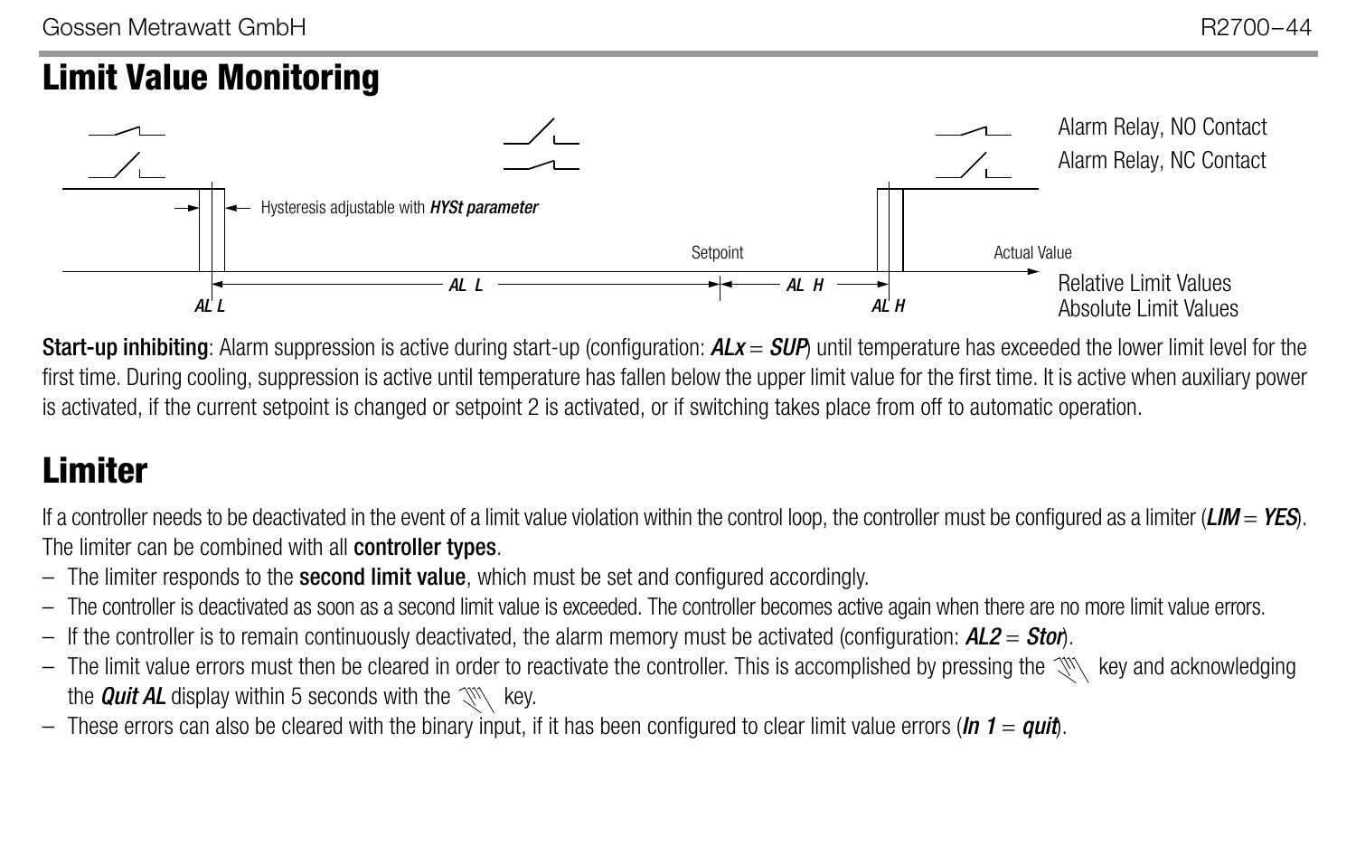# Limit Value Monitoring

Alarm Relay, NO Contact
Alarm Relay, NC Contact

Hysteresis adjustable with ***HYSt parameter***

Setpoint

Actual Value

***AL L*** ***AL H***

Relative Limit Values

***AL L*** ***AL H***

Absolute Limit Values

**Start-up inhibiting**: Alarm suppression is active during start-up (configuration: ***ALx*** = ***SUP***) until temperature has exceeded the lower limit level for the first time. During cooling, suppression is active until temperature has fallen below the upper limit value for the first time. It is active when auxiliary power is activated, if the current setpoint is changed or setpoint 2 is activated, or if switching takes place from off to automatic operation.

# Limiter

If a controller needs to be deactivated in the event of a limit value violation within the control loop, the controller must be configured as a limiter (***LIM*** = ***YES***). The limiter can be combined with all **controller types**.

- The limiter responds to the **second limit value**, which must be set and configured accordingly.
- The controller is deactivated as soon as a second limit value is exceeded. The controller becomes active again when there are no more limit value errors.
- If the controller is to remain continuously deactivated, the alarm memory must be activated (configuration: ***AL2*** = ***Stor***).
- The limit value errors must then be cleared in order to reactivate the controller. This is accomplished by pressing the key and acknowledging the ***Quit AL*** display within 5 seconds with the key.
- These errors can also be cleared with the binary input, if it has been configured to clear limit value errors (***In 1*** = ***quit***).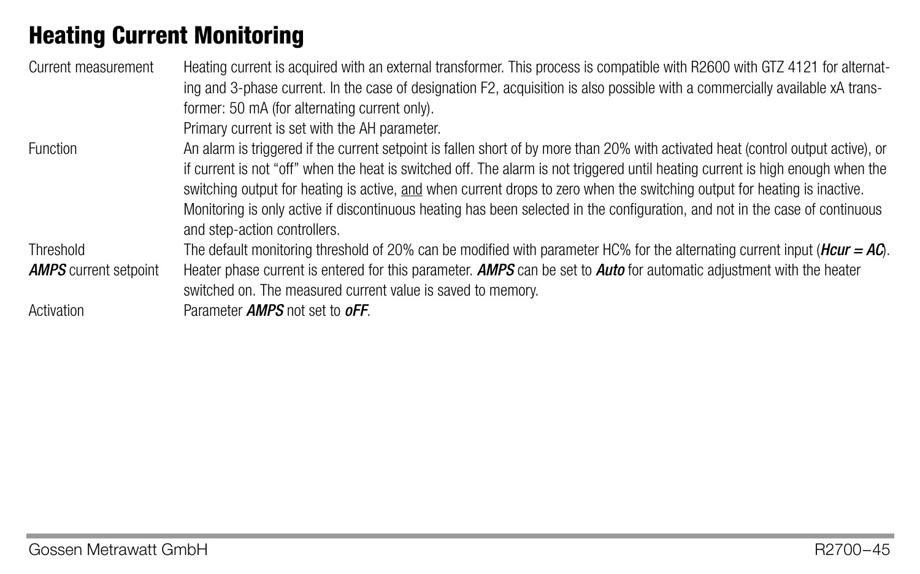# Heating Current Monitoring

| | |
|---|---|
| Current measurement | Heating current is acquired with an external transformer. This process is compatible with R2600 with GTZ 4121 for alternating and 3-phase current. In the case of designation F2, acquisition is also possible with a commercially available xA transformer: 50 mA (for alternating current only).<br>Primary current is set with the AH parameter. |
| Function | An alarm is triggered if the current setpoint is fallen short of by more than 20% with activated heat (control output active), or if current is not "off" when the heat is switched off. The alarm is not triggered until heating current is high enough when the switching output for heating is active, <u>and</u> when current drops to zero when the switching output for heating is inactive.<br>Monitoring is only active if discontinuous heating has been selected in the configuration, and not in the case of continuous and step-action controllers. |
| Threshold | The default monitoring threshold of 20% can be modified with parameter HC% for the alternating current input (***Hcur = AC***). |
| ***AMPS*** current setpoint | Heater phase current is entered for this parameter. ***AMPS*** can be set to ***Auto*** for automatic adjustment with the heater switched on. The measured current value is saved to memory. |
| Activation | Parameter ***AMPS*** not set to ***oFF***. |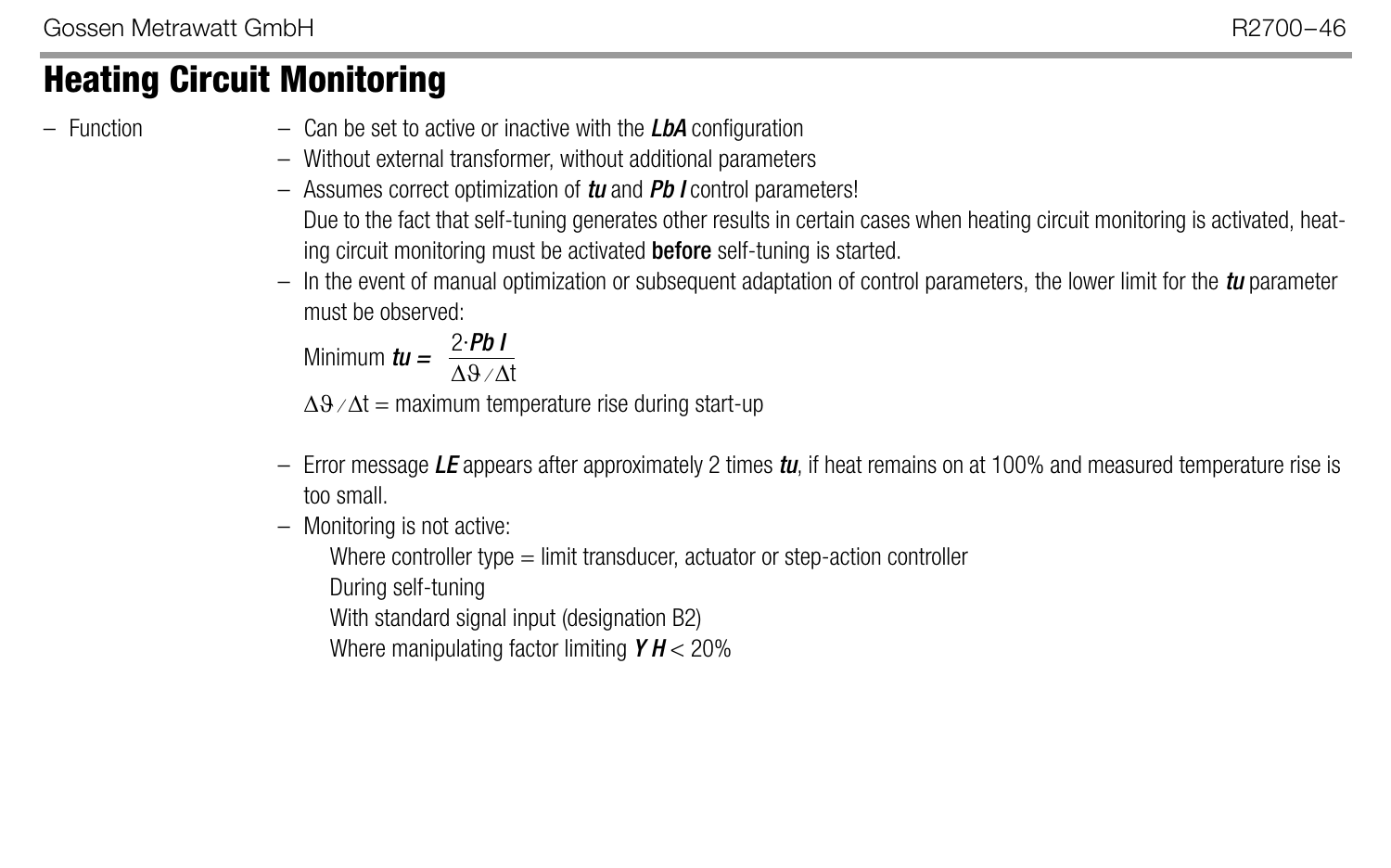# Heating Circuit Monitoring

- Function
  - Can be set to active or inactive with the ***LbA*** configuration
  - Without external transformer, without additional parameters
  - Assumes correct optimization of ***tu*** and ***Pb I*** control parameters!
    Due to the fact that self-tuning generates other results in certain cases when heating circuit monitoring is activated, heating circuit monitoring must be activated **before** self-tuning is started.
  - In the event of manual optimization or subsequent adaptation of control parameters, the lower limit for the ***tu*** parameter must be observed:

    $$\text{Minimum } tu = \frac{2 \cdot Pb\,I}{\Delta\vartheta / \Delta t}$$

    $\Delta\vartheta / \Delta t$ = maximum temperature rise during start-up

  - Error message ***LE*** appears after approximately 2 times ***tu***, if heat remains on at 100% and measured temperature rise is too small.
  - Monitoring is not active:
    - Where controller type = limit transducer, actuator or step-action controller
    - During self-tuning
    - With standard signal input (designation B2)
    - Where manipulating factor limiting ***Y H*** < 20%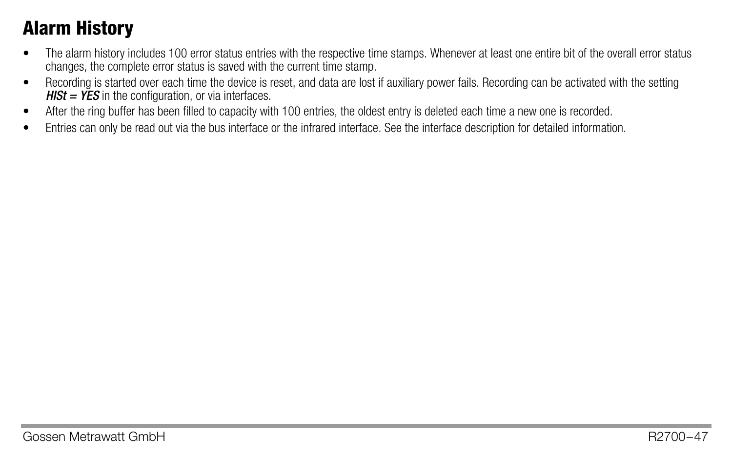# Alarm History

- The alarm history includes 100 error status entries with the respective time stamps. Whenever at least one entire bit of the overall error status changes, the complete error status is saved with the current time stamp.
- Recording is started over each time the device is reset, and data are lost if auxiliary power fails. Recording can be activated with the setting ***HISt = YES*** in the configuration, or via interfaces.
- After the ring buffer has been filled to capacity with 100 entries, the oldest entry is deleted each time a new one is recorded.
- Entries can only be read out via the bus interface or the infrared interface. See the interface description for detailed information.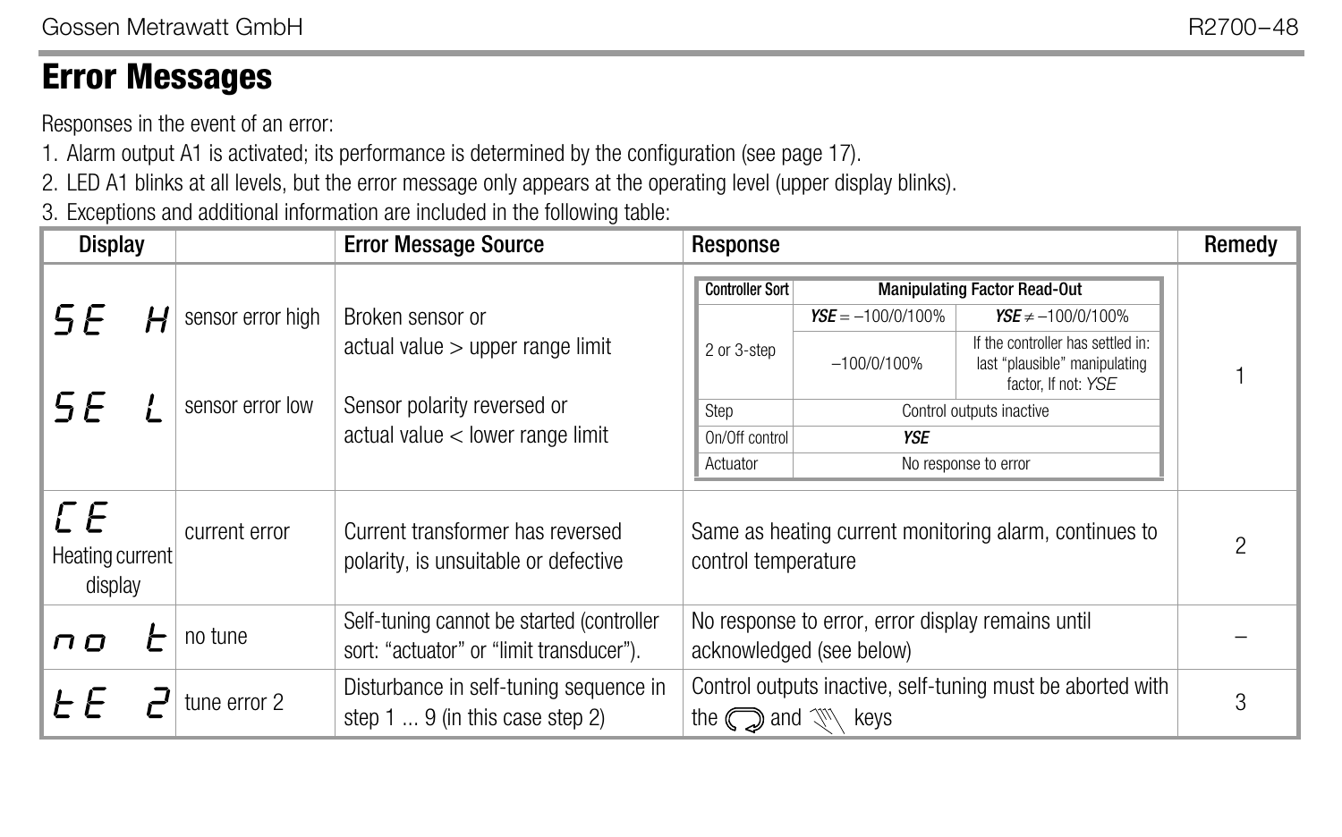# Error Messages

Responses in the event of an error:

1. Alarm output A1 is activated; its performance is determined by the configuration (see page 17).
2. LED A1 blinks at all levels, but the error message only appears at the operating level (upper display blinks).
3. Exceptions and additional information are included in the following table:

| Display | | Error Message Source | Response | Remedy |
|---|---|---|---|---|
| SE H | sensor error high | Broken sensor or actual value > upper range limit | See sub-table below | 1 |
| SE L | sensor error low | Sensor polarity reversed or actual value < lower range limit | See sub-table below | 1 |
| CE Heating current display | current error | Current transformer has reversed polarity, is unsuitable or defective | Same as heating current monitoring alarm, continues to control temperature | 2 |
| no t | no tune | Self-tuning cannot be started (controller sort: "actuator" or "limit transducer"). | No response to error, error display remains until acknowledged (see below) | – |
| tE 2 | tune error 2 | Disturbance in self-tuning sequence in step 1 ... 9 (in this case step 2) | Control outputs inactive, self-tuning must be aborted with the ⟳ and ☝ keys | 3 |

Response for SE H / SE L:

| Controller Sort | Manipulating Factor Read-Out | |
|---|---|---|
| | ***YSE*** = –100/0/100% | ***YSE*** ≠ –100/0/100% |
| 2 or 3-step | –100/0/100% | If the controller has settled in: last "plausible" manipulating factor, If not: *YSE* |
| Step | Control outputs inactive | |
| On/Off control | ***YSE*** | |
| Actuator | No response to error | |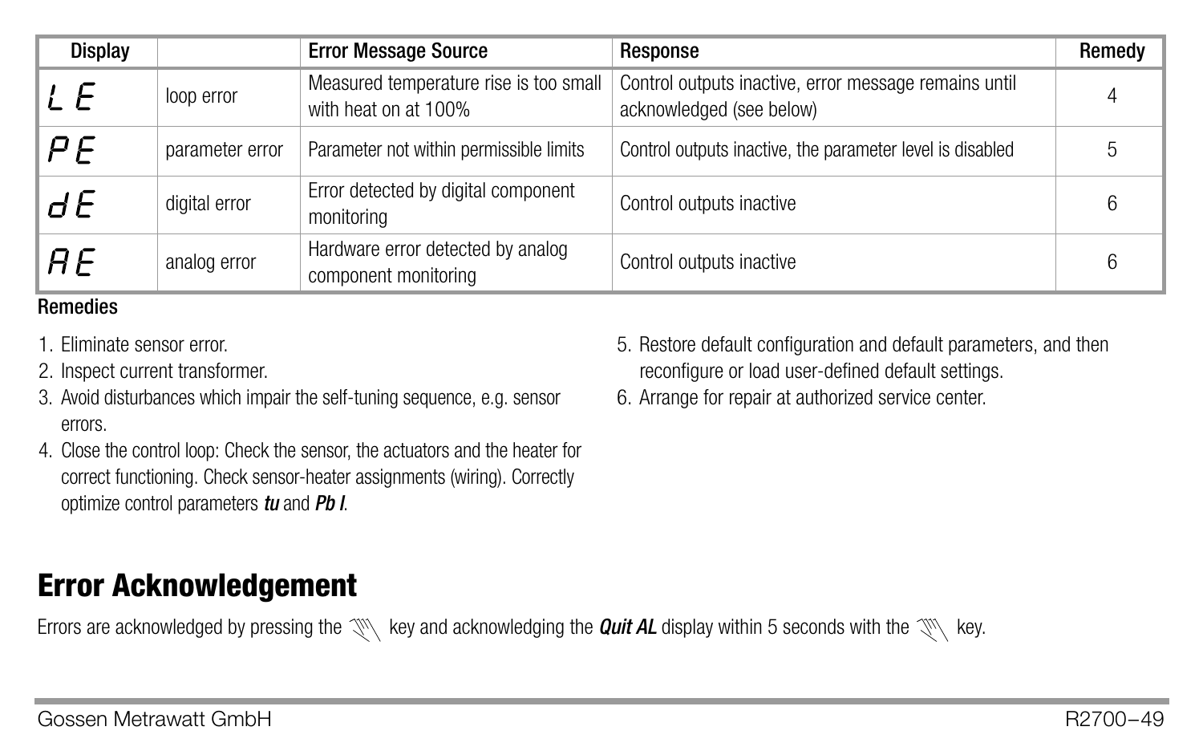| Display | | Error Message Source | Response | Remedy |
|---|---|---|---|---|
| LE | loop error | Measured temperature rise is too small with heat on at 100% | Control outputs inactive, error message remains until acknowledged (see below) | 4 |
| PE | parameter error | Parameter not within permissible limits | Control outputs inactive, the parameter level is disabled | 5 |
| dE | digital error | Error detected by digital component monitoring | Control outputs inactive | 6 |
| AE | analog error | Hardware error detected by analog component monitoring | Control outputs inactive | 6 |

**Remedies**

1. Eliminate sensor error.
2. Inspect current transformer.
3. Avoid disturbances which impair the self-tuning sequence, e.g. sensor errors.
4. Close the control loop: Check the sensor, the actuators and the heater for correct functioning. Check sensor-heater assignments (wiring). Correctly optimize control parameters ***tu*** and ***Pb I***.
5. Restore default configuration and default parameters, and then reconfigure or load user-defined default settings.
6. Arrange for repair at authorized service center.

## Error Acknowledgement

Errors are acknowledged by pressing the key and acknowledging the ***Quit AL*** display within 5 seconds with the key.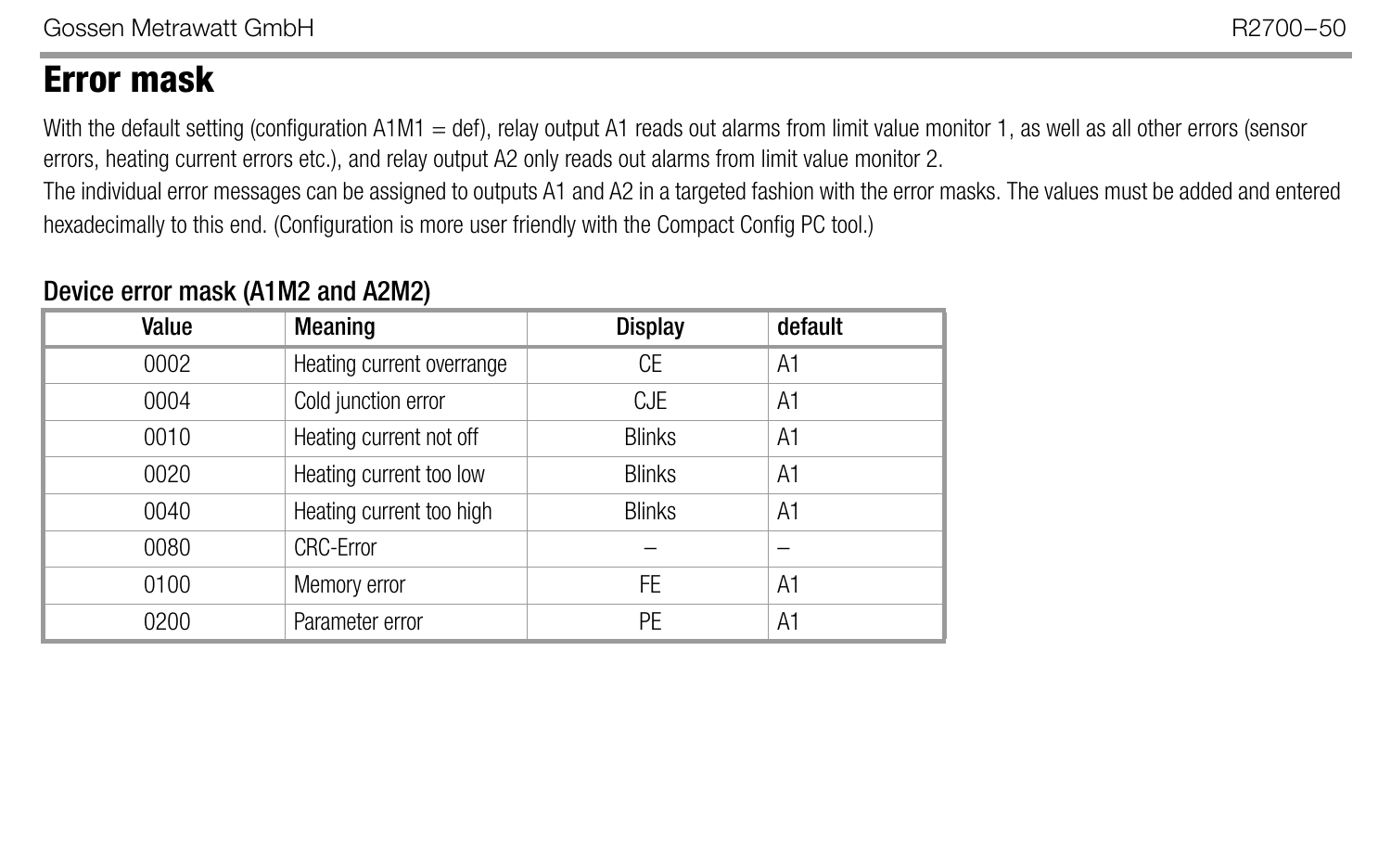# Error mask

With the default setting (configuration A1M1 = def), relay output A1 reads out alarms from limit value monitor 1, as well as all other errors (sensor errors, heating current errors etc.), and relay output A2 only reads out alarms from limit value monitor 2.
The individual error messages can be assigned to outputs A1 and A2 in a targeted fashion with the error masks. The values must be added and entered hexadecimally to this end. (Configuration is more user friendly with the Compact Config PC tool.)

### Device error mask (A1M2 and A2M2)

| Value | Meaning | Display | default |
|---|---|---|---|
| 0002 | Heating current overrange | CE | A1 |
| 0004 | Cold junction error | CJE | A1 |
| 0010 | Heating current not off | Blinks | A1 |
| 0020 | Heating current too low | Blinks | A1 |
| 0040 | Heating current too high | Blinks | A1 |
| 0080 | CRC-Error | – | – |
| 0100 | Memory error | FE | A1 |
| 0200 | Parameter error | PE | A1 |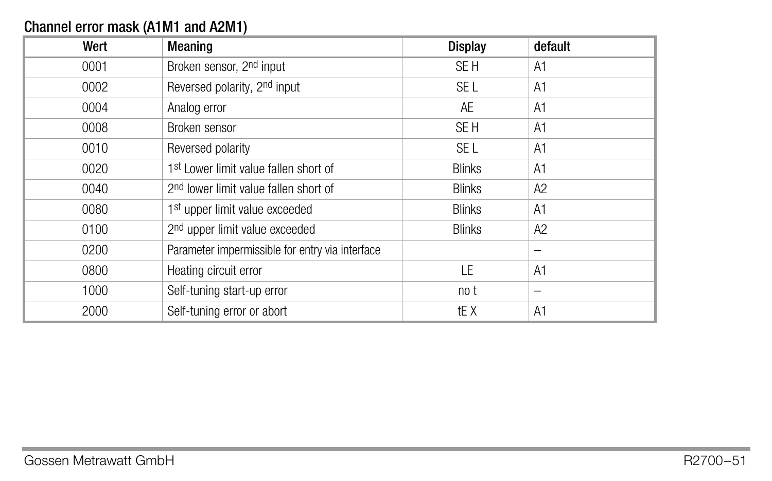**Channel error mask (A1M1 and A2M1)**

| Wert | Meaning | Display | default |
|---|---|---|---|
| 0001 | Broken sensor, 2nd input | SE H | A1 |
| 0002 | Reversed polarity, 2nd input | SE L | A1 |
| 0004 | Analog error | AE | A1 |
| 0008 | Broken sensor | SE H | A1 |
| 0010 | Reversed polarity | SE L | A1 |
| 0020 | 1st Lower limit value fallen short of | Blinks | A1 |
| 0040 | 2nd lower limit value fallen short of | Blinks | A2 |
| 0080 | 1st upper limit value exceeded | Blinks | A1 |
| 0100 | 2nd upper limit value exceeded | Blinks | A2 |
| 0200 | Parameter impermissible for entry via interface | | – |
| 0800 | Heating circuit error | LE | A1 |
| 1000 | Self-tuning start-up error | no t | – |
| 2000 | Self-tuning error or abort | tE X | A1 |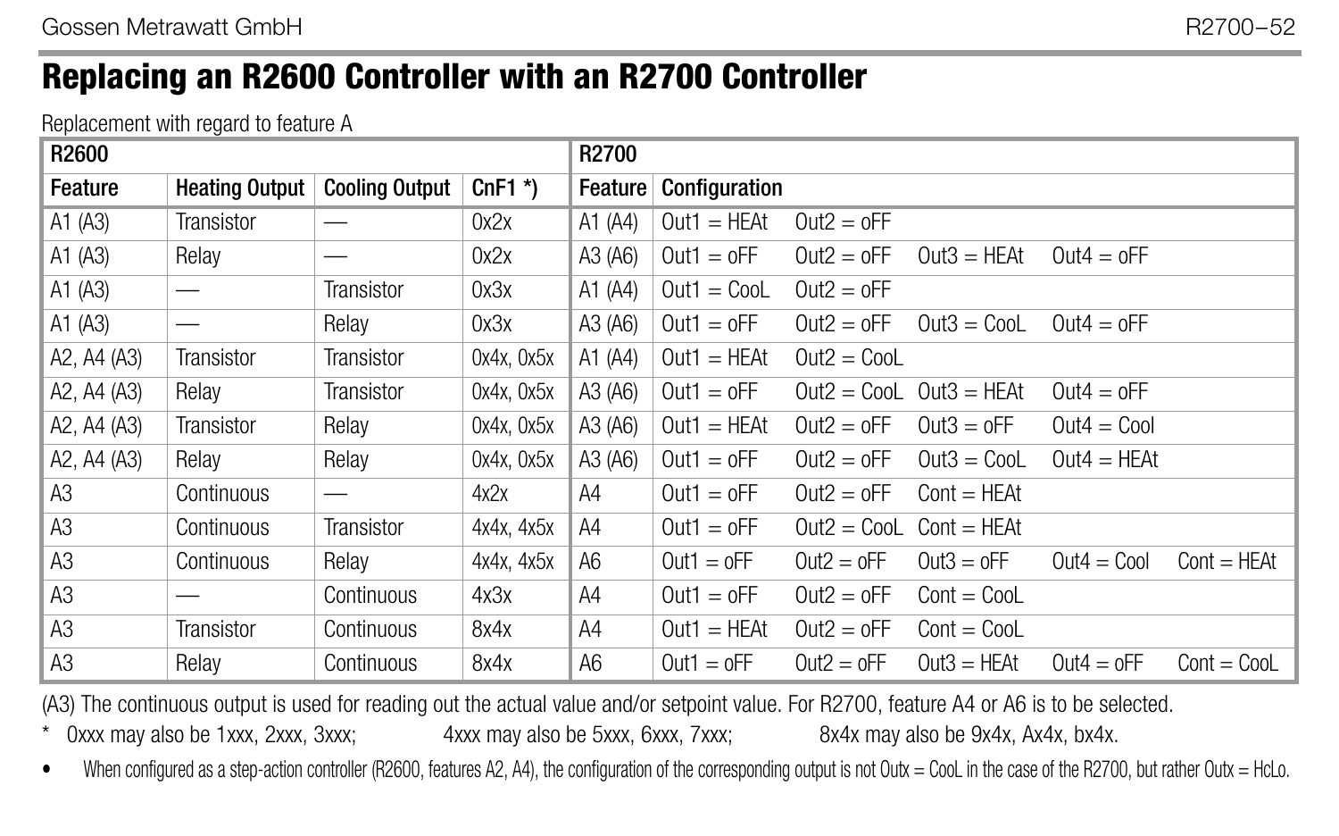# Replacing an R2600 Controller with an R2700 Controller

Replacement with regard to feature A

| R2600 | | | | R2700 | | | | | | |
|---|---|---|---|---|---|---|---|---|---|---|
| Feature | Heating Output | Cooling Output | CnF1 *) | Feature | Configuration | | | | | |
| A1 (A3) | Transistor | — | 0x2x | A1 (A4) | Out1 = HEAt | Out2 = oFF | | | | |
| A1 (A3) | Relay | — | 0x2x | A3 (A6) | Out1 = oFF | Out2 = oFF | Out3 = HEAt | Out4 = oFF | | |
| A1 (A3) | — | Transistor | 0x3x | A1 (A4) | Out1 = CooL | Out2 = oFF | | | | |
| A1 (A3) | — | Relay | 0x3x | A3 (A6) | Out1 = oFF | Out2 = oFF | Out3 = CooL | Out4 = oFF | | |
| A2, A4 (A3) | Transistor | Transistor | 0x4x, 0x5x | A1 (A4) | Out1 = HEAt | Out2 = CooL | | | | |
| A2, A4 (A3) | Relay | Transistor | 0x4x, 0x5x | A3 (A6) | Out1 = oFF | Out2 = CooL | Out3 = HEAt | Out4 = oFF | | |
| A2, A4 (A3) | Transistor | Relay | 0x4x, 0x5x | A3 (A6) | Out1 = HEAt | Out2 = oFF | Out3 = oFF | Out4 = Cool | | |
| A2, A4 (A3) | Relay | Relay | 0x4x, 0x5x | A3 (A6) | Out1 = oFF | Out2 = oFF | Out3 = CooL | Out4 = HEAt | | |
| A3 | Continuous | — | 4x2x | A4 | Out1 = oFF | Out2 = oFF | Cont = HEAt | | | |
| A3 | Continuous | Transistor | 4x4x, 4x5x | A4 | Out1 = oFF | Out2 = CooL | Cont = HEAt | | | |
| A3 | Continuous | Relay | 4x4x, 4x5x | A6 | Out1 = oFF | Out2 = oFF | Out3 = oFF | Out4 = Cool | Cont = HEAt | |
| A3 | — | Continuous | 4x3x | A4 | Out1 = oFF | Out2 = oFF | Cont = CooL | | | |
| A3 | Transistor | Continuous | 8x4x | A4 | Out1 = HEAt | Out2 = oFF | Cont = CooL | | | |
| A3 | Relay | Continuous | 8x4x | A6 | Out1 = oFF | Out2 = oFF | Out3 = HEAt | Out4 = oFF | Cont = CooL | |

(A3) The continuous output is used for reading out the actual value and/or setpoint value. For R2700, feature A4 or A6 is to be selected.

\* 0xxx may also be 1xxx, 2xxx, 3xxx; 4xxx may also be 5xxx, 6xxx, 7xxx; 8x4x may also be 9x4x, Ax4x, bx4x.

- When configured as a step-action controller (R2600, features A2, A4), the configuration of the corresponding output is not Outx = CooL in the case of the R2700, but rather Outx = HcLo.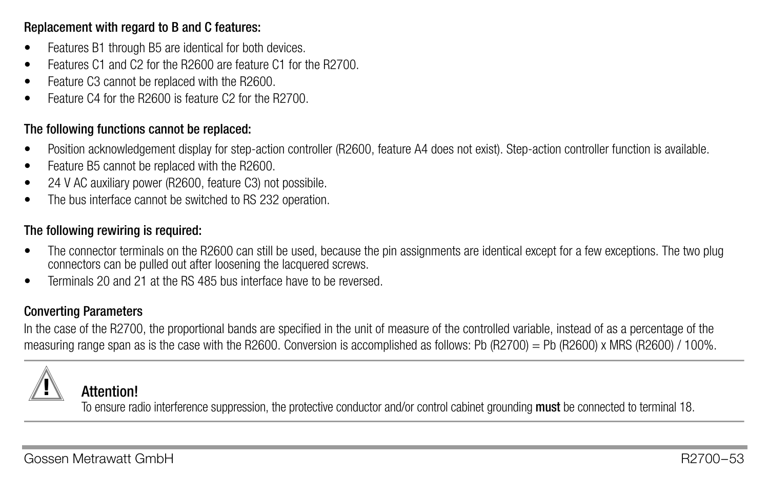**Replacement with regard to B and C features:**

- Features B1 through B5 are identical for both devices.
- Features C1 and C2 for the R2600 are feature C1 for the R2700.
- Feature C3 cannot be replaced with the R2600.
- Feature C4 for the R2600 is feature C2 for the R2700.

**The following functions cannot be replaced:**

- Position acknowledgement display for step-action controller (R2600, feature A4 does not exist). Step-action controller function is available.
- Feature B5 cannot be replaced with the R2600.
- 24 V AC auxiliary power (R2600, feature C3) not possibile.
- The bus interface cannot be switched to RS 232 operation.

**The following rewiring is required:**

- The connector terminals on the R2600 can still be used, because the pin assignments are identical except for a few exceptions. The two plug connectors can be pulled out after loosening the lacquered screws.
- Terminals 20 and 21 at the RS 485 bus interface have to be reversed.

**Converting Parameters**

In the case of the R2700, the proportional bands are specified in the unit of measure of the controlled variable, instead of as a percentage of the measuring range span as is the case with the R2600. Conversion is accomplished as follows: Pb (R2700) = Pb (R2600) x MRS (R2600) / 100%.

**Attention!**
To ensure radio interference suppression, the protective conductor and/or control cabinet grounding **must** be connected to terminal 18.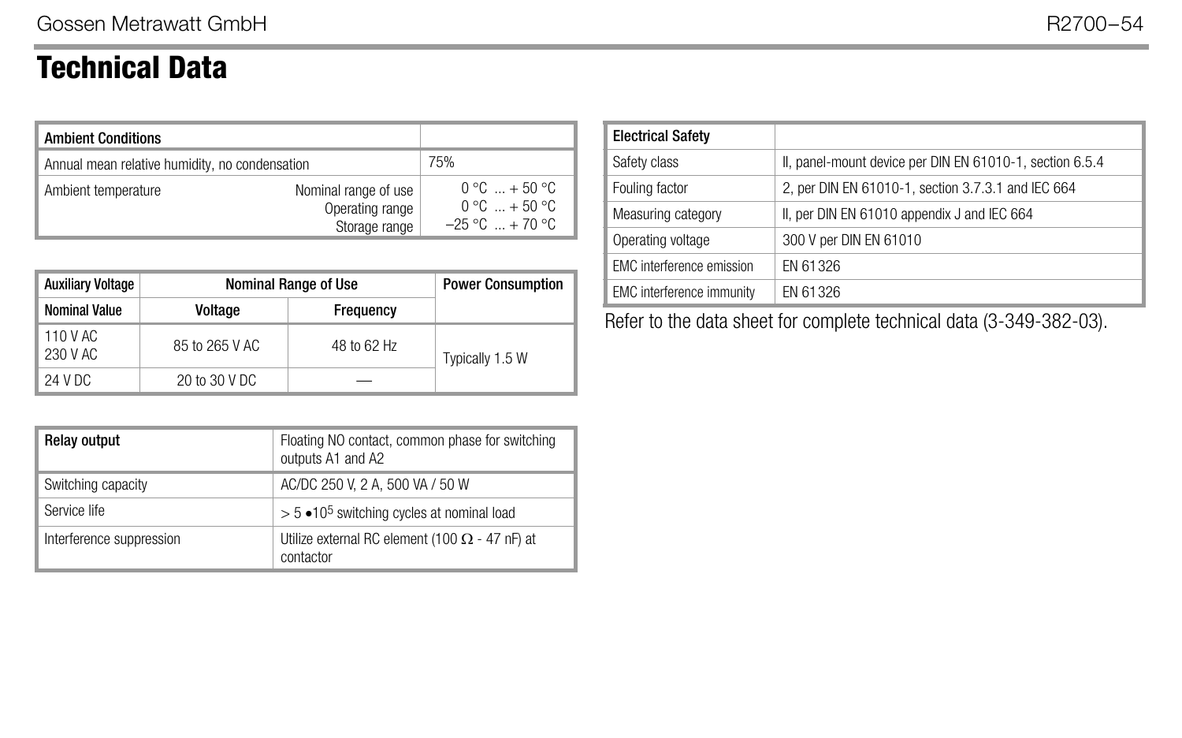# Technical Data

| Ambient Conditions | | |
|---|---|---|
| Annual mean relative humidity, no condensation | | 75% |
| Ambient temperature | Nominal range of use<br>Operating range<br>Storage range | 0 °C ... + 50 °C<br>0 °C ... + 50 °C<br>–25 °C ... + 70 °C |

| Auxiliary Voltage | Nominal Range of Use | | Power Consumption |
|---|---|---|---|
| Nominal Value | Voltage | Frequency | |
| 110 V AC<br>230 V AC | 85 to 265 V AC | 48 to 62 Hz | Typically 1.5 W |
| 24 V DC | 20 to 30 V DC | — | |

| Relay output | Floating NO contact, common phase for switching outputs A1 and A2 |
|---|---|
| Switching capacity | AC/DC 250 V, 2 A, 500 VA / 50 W |
| Service life | > 5 •$10^5$ switching cycles at nominal load |
| Interference suppression | Utilize external RC element (100 Ω - 47 nF) at contactor |

| Electrical Safety | |
|---|---|
| Safety class | II, panel-mount device per DIN EN 61010-1, section 6.5.4 |
| Fouling factor | 2, per DIN EN 61010-1, section 3.7.3.1 and IEC 664 |
| Measuring category | II, per DIN EN 61010 appendix J and IEC 664 |
| Operating voltage | 300 V per DIN EN 61010 |
| EMC interference emission | EN 61326 |
| EMC interference immunity | EN 61326 |

Refer to the data sheet for complete technical data (3-349-382-03).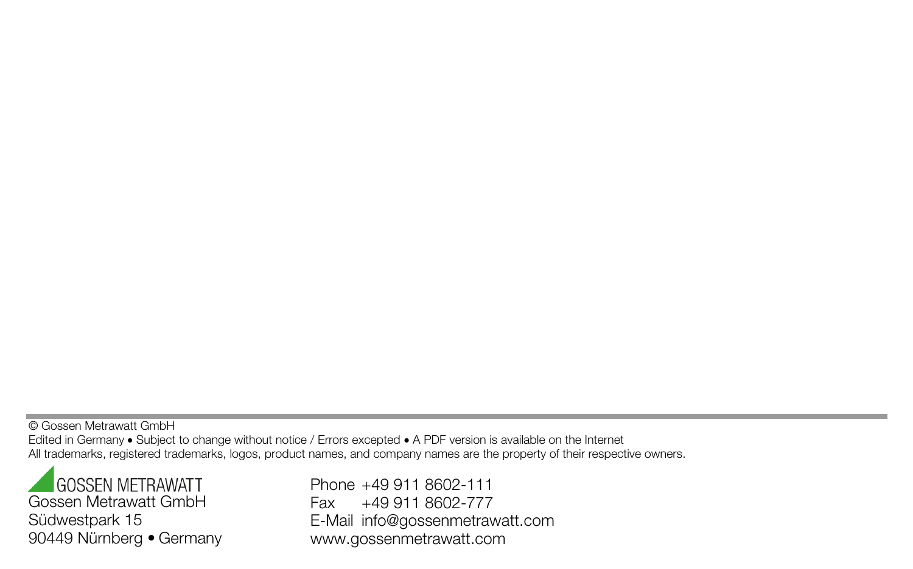© Gossen Metrawatt GmbH
Edited in Germany • Subject to change without notice / Errors excepted • A PDF version is available on the Internet
All trademarks, registered trademarks, logos, product names, and company names are the property of their respective owners.

GOSSEN METRAWATT
Gossen Metrawatt GmbH
Südwestpark 15
90449 Nürnberg • Germany

Phone +49 911 8602-111
Fax +49 911 8602-777
E-Mail info@gossenmetrawatt.com
www.gossenmetrawatt.com